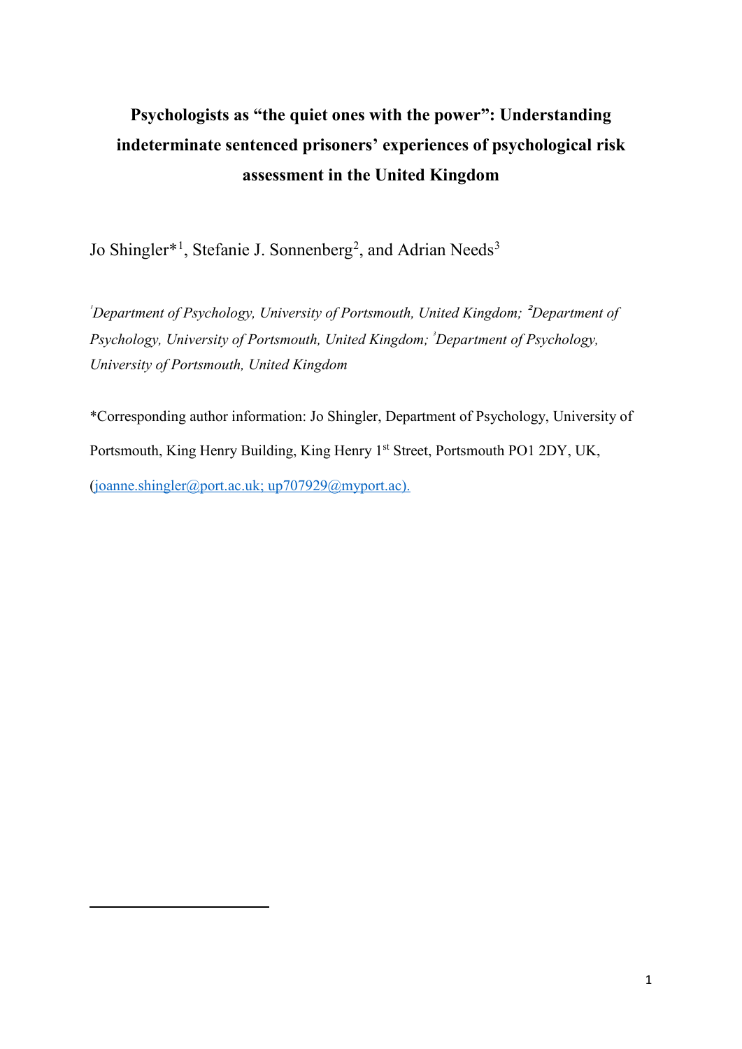# Psychologists as "the quiet ones with the power": Understanding indeterminate sentenced prisoners' experiences of psychological risk assessment in the United Kingdom

Jo Shingler*[1], Stefanie J. Sonnenberg[2], and Adrian Needs[3]

*[1]Department of Psychology, University of Portsmouth, United Kingdom; [2]Department of Psychology, University of Portsmouth, United Kingdom; [3]Department of Psychology, University of Portsmouth, United Kingdom*

*Corresponding author information: Jo Shingler, Department of Psychology, University of Portsmouth, King Henry Building, King Henry 1st Street, Portsmouth PO1 2DY, UK, (joanne.shingler@port.ac.uk; up707929@myport.ac).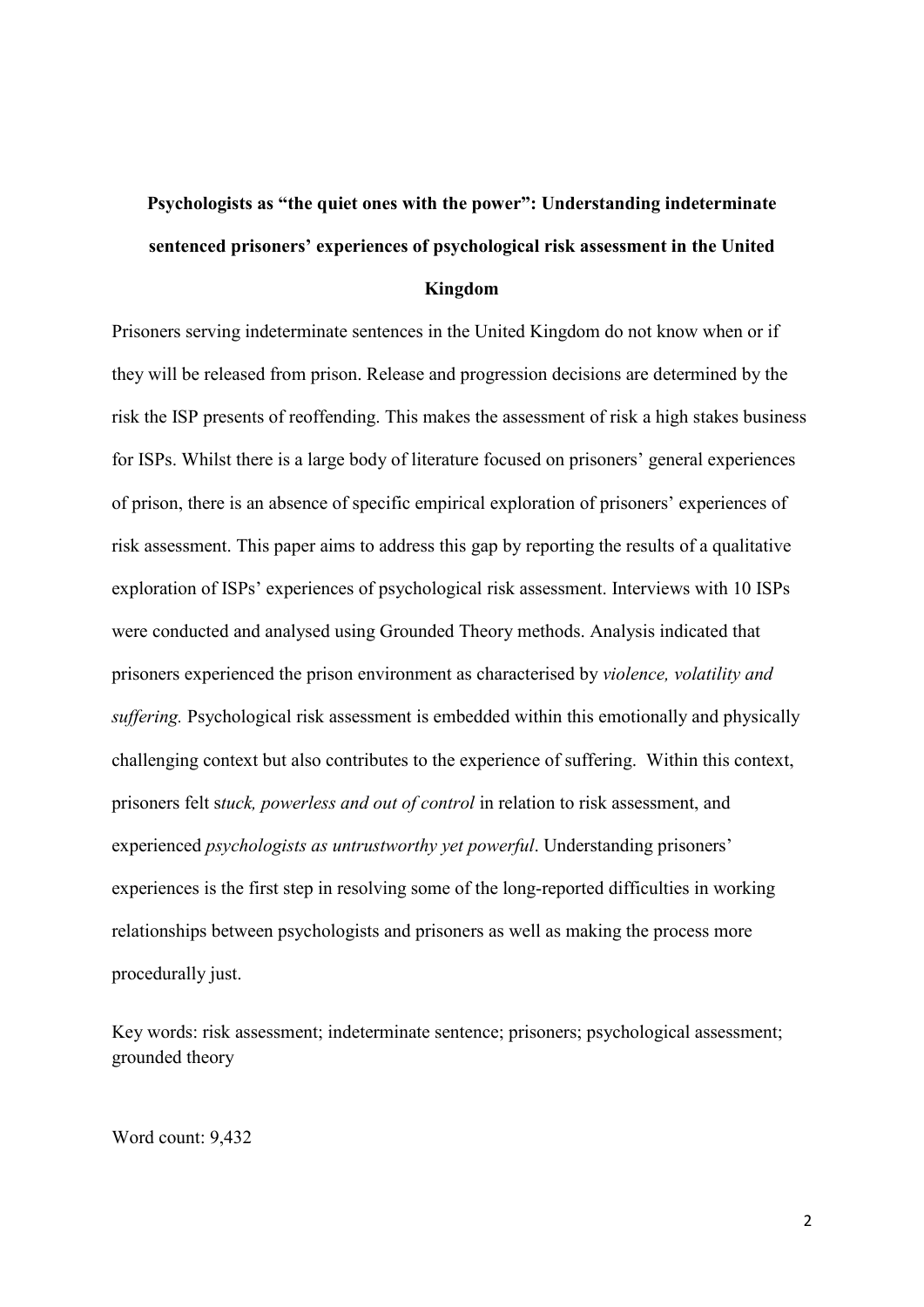# Psychologists as "the quiet ones with the power": Understanding indeterminate sentenced prisoners' experiences of psychological risk assessment in the United Kingdom

Prisoners serving indeterminate sentences in the United Kingdom do not know when or if they will be released from prison. Release and progression decisions are determined by the risk the ISP presents of reoffending. This makes the assessment of risk a high stakes business for ISPs. Whilst there is a large body of literature focused on prisoners' general experiences of prison, there is an absence of specific empirical exploration of prisoners' experiences of risk assessment. This paper aims to address this gap by reporting the results of a qualitative exploration of ISPs' experiences of psychological risk assessment. Interviews with 10 ISPs were conducted and analysed using Grounded Theory methods. Analysis indicated that prisoners experienced the prison environment as characterised by *violence, volatility and suffering.* Psychological risk assessment is embedded within this emotionally and physically challenging context but also contributes to the experience of suffering. Within this context, prisoners felt s*tuck, powerless and out of control* in relation to risk assessment, and experienced *psychologists as untrustworthy yet powerful*. Understanding prisoners' experiences is the first step in resolving some of the long-reported difficulties in working relationships between psychologists and prisoners as well as making the process more procedurally just.

Key words: risk assessment; indeterminate sentence; prisoners; psychological assessment; grounded theory

Word count: 9,432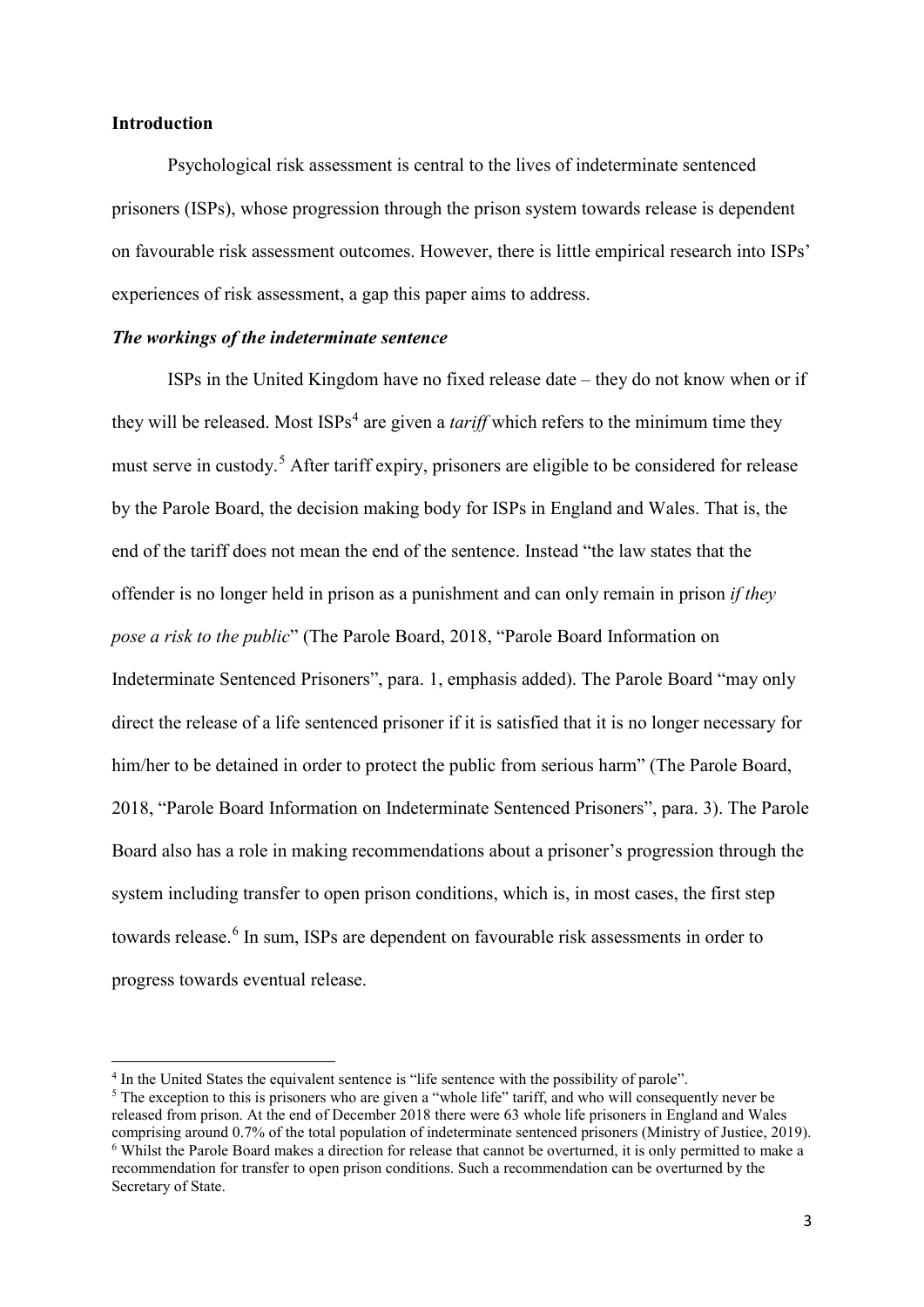## Introduction

Psychological risk assessment is central to the lives of indeterminate sentenced prisoners (ISPs), whose progression through the prison system towards release is dependent on favourable risk assessment outcomes. However, there is little empirical research into ISPs' experiences of risk assessment, a gap this paper aims to address.

### *The workings of the indeterminate sentence*

ISPs in the United Kingdom have no fixed release date – they do not know when or if they will be released. Most ISPs[4] are given a *tariff* which refers to the minimum time they must serve in custody.[5] After tariff expiry, prisoners are eligible to be considered for release by the Parole Board, the decision making body for ISPs in England and Wales. That is, the end of the tariff does not mean the end of the sentence. Instead "the law states that the offender is no longer held in prison as a punishment and can only remain in prison *if they pose a risk to the public*" (The Parole Board, 2018, "Parole Board Information on Indeterminate Sentenced Prisoners", para. 1, emphasis added). The Parole Board "may only direct the release of a life sentenced prisoner if it is satisfied that it is no longer necessary for him/her to be detained in order to protect the public from serious harm" (The Parole Board, 2018, "Parole Board Information on Indeterminate Sentenced Prisoners", para. 3). The Parole Board also has a role in making recommendations about a prisoner's progression through the system including transfer to open prison conditions, which is, in most cases, the first step towards release.[6] In sum, ISPs are dependent on favourable risk assessments in order to progress towards eventual release.

[4] In the United States the equivalent sentence is "life sentence with the possibility of parole".

[5] The exception to this is prisoners who are given a "whole life" tariff, and who will consequently never be released from prison. At the end of December 2018 there were 63 whole life prisoners in England and Wales comprising around 0.7% of the total population of indeterminate sentenced prisoners (Ministry of Justice, 2019).

[6] Whilst the Parole Board makes a direction for release that cannot be overturned, it is only permitted to make a recommendation for transfer to open prison conditions. Such a recommendation can be overturned by the Secretary of State.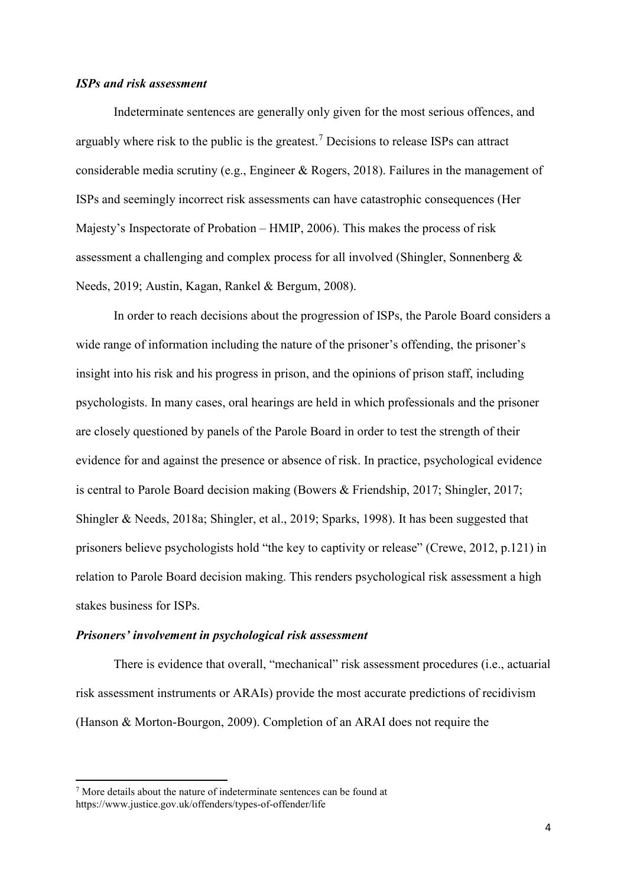### *ISPs and risk assessment*

Indeterminate sentences are generally only given for the most serious offences, and arguably where risk to the public is the greatest.[7] Decisions to release ISPs can attract considerable media scrutiny (e.g., Engineer & Rogers, 2018). Failures in the management of ISPs and seemingly incorrect risk assessments can have catastrophic consequences (Her Majesty's Inspectorate of Probation – HMIP, 2006). This makes the process of risk assessment a challenging and complex process for all involved (Shingler, Sonnenberg & Needs, 2019; Austin, Kagan, Rankel & Bergum, 2008).

In order to reach decisions about the progression of ISPs, the Parole Board considers a wide range of information including the nature of the prisoner's offending, the prisoner's insight into his risk and his progress in prison, and the opinions of prison staff, including psychologists. In many cases, oral hearings are held in which professionals and the prisoner are closely questioned by panels of the Parole Board in order to test the strength of their evidence for and against the presence or absence of risk. In practice, psychological evidence is central to Parole Board decision making (Bowers & Friendship, 2017; Shingler, 2017; Shingler & Needs, 2018a; Shingler, et al., 2019; Sparks, 1998). It has been suggested that prisoners believe psychologists hold "the key to captivity or release" (Crewe, 2012, p.121) in relation to Parole Board decision making. This renders psychological risk assessment a high stakes business for ISPs.

### *Prisoners' involvement in psychological risk assessment*

There is evidence that overall, "mechanical" risk assessment procedures (i.e., actuarial risk assessment instruments or ARAIs) provide the most accurate predictions of recidivism (Hanson & Morton-Bourgon, 2009). Completion of an ARAI does not require the

[7] More details about the nature of indeterminate sentences can be found at https://www.justice.gov.uk/offenders/types-of-offender/life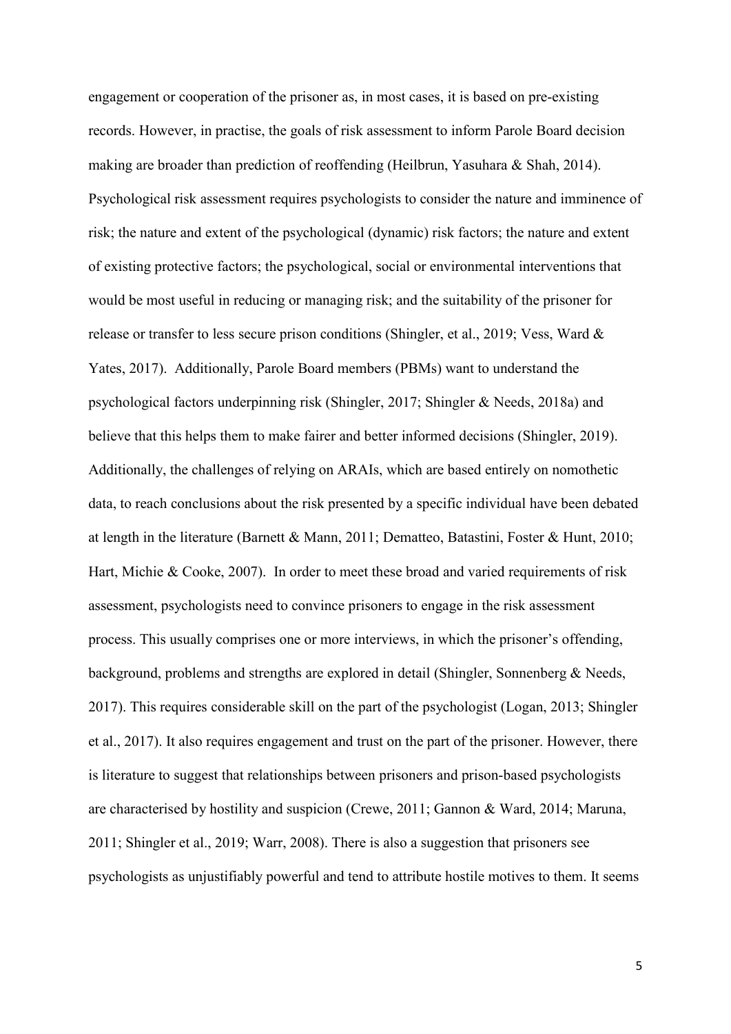engagement or cooperation of the prisoner as, in most cases, it is based on pre-existing records. However, in practise, the goals of risk assessment to inform Parole Board decision making are broader than prediction of reoffending (Heilbrun, Yasuhara & Shah, 2014). Psychological risk assessment requires psychologists to consider the nature and imminence of risk; the nature and extent of the psychological (dynamic) risk factors; the nature and extent of existing protective factors; the psychological, social or environmental interventions that would be most useful in reducing or managing risk; and the suitability of the prisoner for release or transfer to less secure prison conditions (Shingler, et al., 2019; Vess, Ward & Yates, 2017). Additionally, Parole Board members (PBMs) want to understand the psychological factors underpinning risk (Shingler, 2017; Shingler & Needs, 2018a) and believe that this helps them to make fairer and better informed decisions (Shingler, 2019). Additionally, the challenges of relying on ARAIs, which are based entirely on nomothetic data, to reach conclusions about the risk presented by a specific individual have been debated at length in the literature (Barnett & Mann, 2011; Dematteo, Batastini, Foster & Hunt, 2010; Hart, Michie & Cooke, 2007). In order to meet these broad and varied requirements of risk assessment, psychologists need to convince prisoners to engage in the risk assessment process. This usually comprises one or more interviews, in which the prisoner's offending, background, problems and strengths are explored in detail (Shingler, Sonnenberg & Needs, 2017). This requires considerable skill on the part of the psychologist (Logan, 2013; Shingler et al., 2017). It also requires engagement and trust on the part of the prisoner. However, there is literature to suggest that relationships between prisoners and prison-based psychologists are characterised by hostility and suspicion (Crewe, 2011; Gannon & Ward, 2014; Maruna, 2011; Shingler et al., 2019; Warr, 2008). There is also a suggestion that prisoners see psychologists as unjustifiably powerful and tend to attribute hostile motives to them. It seems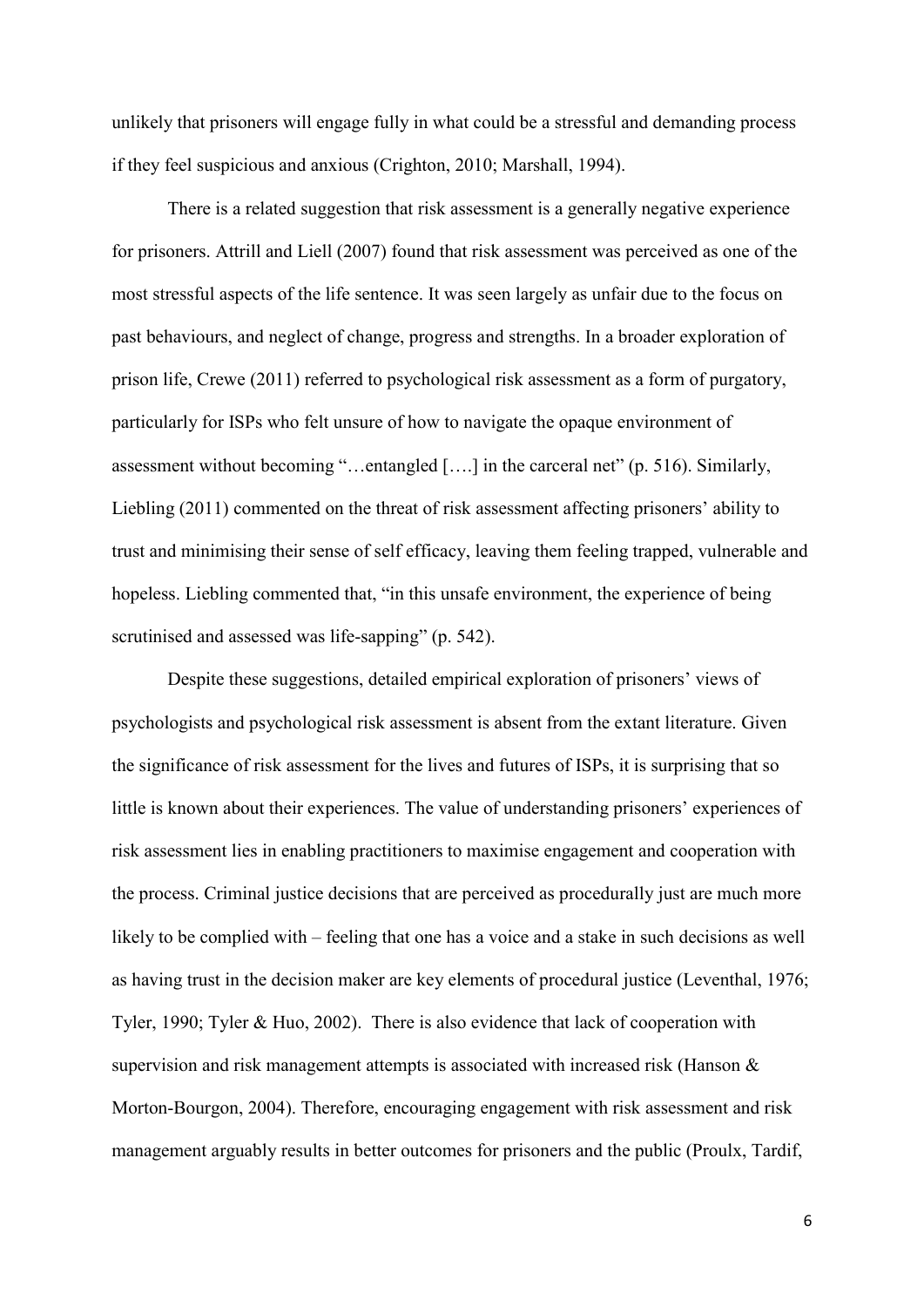unlikely that prisoners will engage fully in what could be a stressful and demanding process if they feel suspicious and anxious (Crighton, 2010; Marshall, 1994).

There is a related suggestion that risk assessment is a generally negative experience for prisoners. Attrill and Liell (2007) found that risk assessment was perceived as one of the most stressful aspects of the life sentence. It was seen largely as unfair due to the focus on past behaviours, and neglect of change, progress and strengths. In a broader exploration of prison life, Crewe (2011) referred to psychological risk assessment as a form of purgatory, particularly for ISPs who felt unsure of how to navigate the opaque environment of assessment without becoming "…entangled [….] in the carceral net" (p. 516). Similarly, Liebling (2011) commented on the threat of risk assessment affecting prisoners' ability to trust and minimising their sense of self efficacy, leaving them feeling trapped, vulnerable and hopeless. Liebling commented that, "in this unsafe environment, the experience of being scrutinised and assessed was life-sapping" (p. 542).

Despite these suggestions, detailed empirical exploration of prisoners' views of psychologists and psychological risk assessment is absent from the extant literature. Given the significance of risk assessment for the lives and futures of ISPs, it is surprising that so little is known about their experiences. The value of understanding prisoners' experiences of risk assessment lies in enabling practitioners to maximise engagement and cooperation with the process. Criminal justice decisions that are perceived as procedurally just are much more likely to be complied with – feeling that one has a voice and a stake in such decisions as well as having trust in the decision maker are key elements of procedural justice (Leventhal, 1976; Tyler, 1990; Tyler & Huo, 2002). There is also evidence that lack of cooperation with supervision and risk management attempts is associated with increased risk (Hanson & Morton-Bourgon, 2004). Therefore, encouraging engagement with risk assessment and risk management arguably results in better outcomes for prisoners and the public (Proulx, Tardif,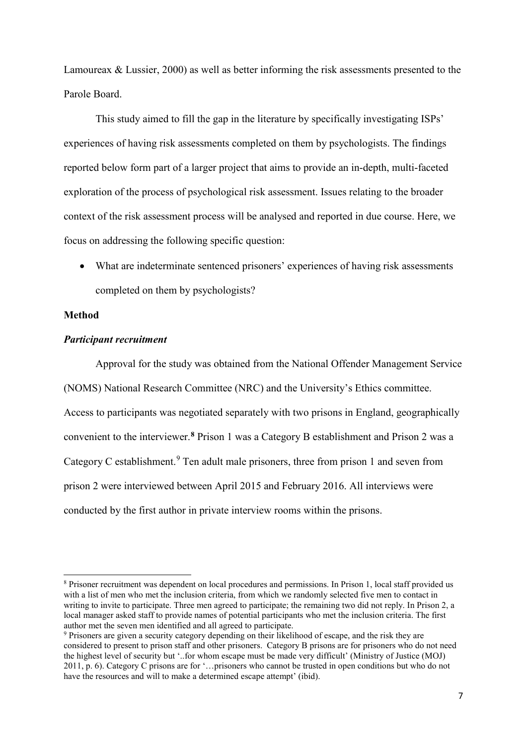Lamoureax & Lussier, 2000) as well as better informing the risk assessments presented to the Parole Board.

This study aimed to fill the gap in the literature by specifically investigating ISPs' experiences of having risk assessments completed on them by psychologists. The findings reported below form part of a larger project that aims to provide an in-depth, multi-faceted exploration of the process of psychological risk assessment. Issues relating to the broader context of the risk assessment process will be analysed and reported in due course. Here, we focus on addressing the following specific question:

- What are indeterminate sentenced prisoners' experiences of having risk assessments completed on them by psychologists?

**Method**

***Participant recruitment***

Approval for the study was obtained from the National Offender Management Service (NOMS) National Research Committee (NRC) and the University's Ethics committee. Access to participants was negotiated separately with two prisons in England, geographically convenient to the interviewer.[8] Prison 1 was a Category B establishment and Prison 2 was a Category C establishment.[9] Ten adult male prisoners, three from prison 1 and seven from prison 2 were interviewed between April 2015 and February 2016. All interviews were conducted by the first author in private interview rooms within the prisons.

---

[8] Prisoner recruitment was dependent on local procedures and permissions. In Prison 1, local staff provided us with a list of men who met the inclusion criteria, from which we randomly selected five men to contact in writing to invite to participate. Three men agreed to participate; the remaining two did not reply. In Prison 2, a local manager asked staff to provide names of potential participants who met the inclusion criteria. The first author met the seven men identified and all agreed to participate.

[9] Prisoners are given a security category depending on their likelihood of escape, and the risk they are considered to present to prison staff and other prisoners. Category B prisons are for prisoners who do not need the highest level of security but '..for whom escape must be made very difficult' (Ministry of Justice (MOJ) 2011, p. 6). Category C prisons are for '…prisoners who cannot be trusted in open conditions but who do not have the resources and will to make a determined escape attempt' (ibid).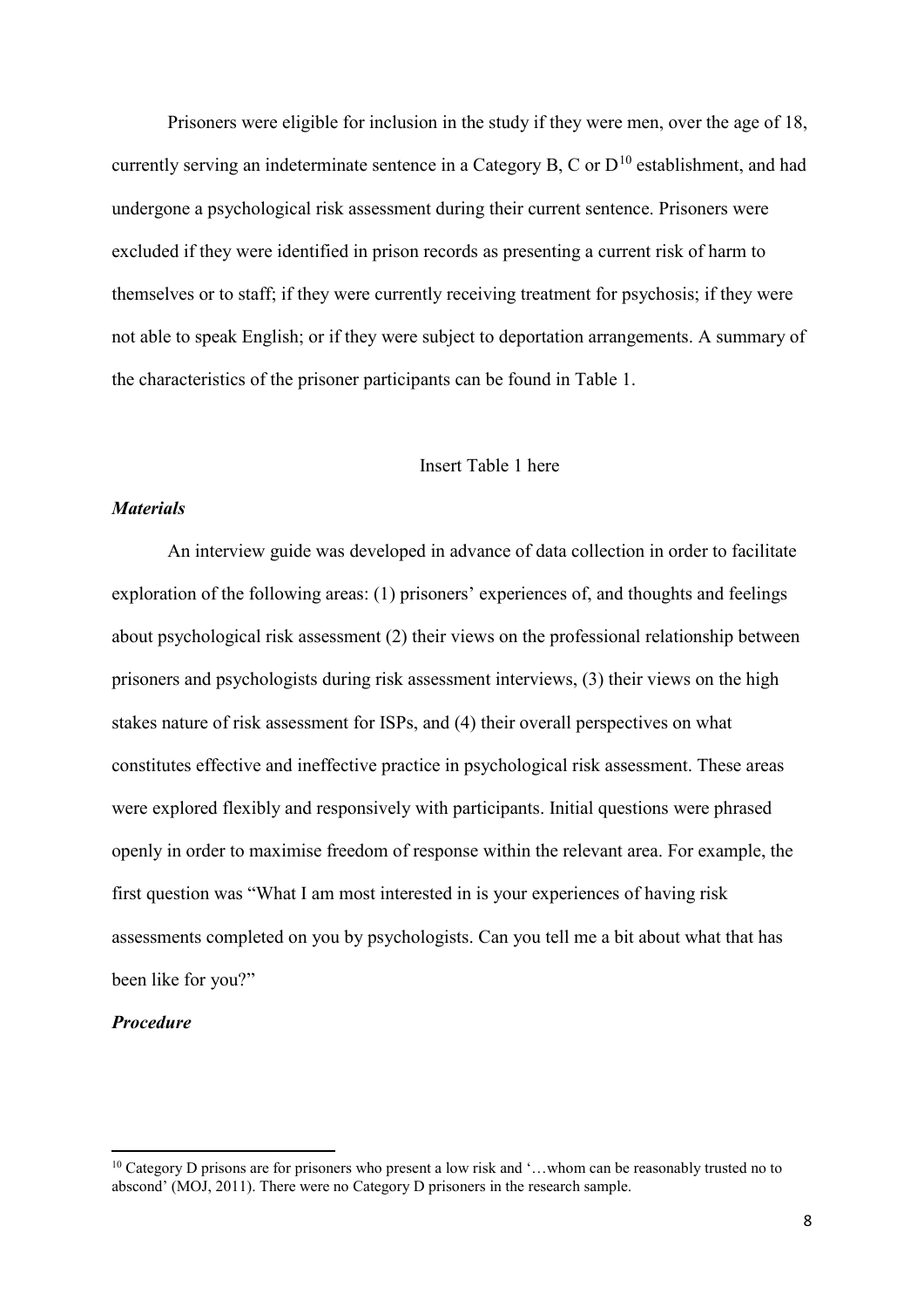Prisoners were eligible for inclusion in the study if they were men, over the age of 18, currently serving an indeterminate sentence in a Category B, C or D[10] establishment, and had undergone a psychological risk assessment during their current sentence. Prisoners were excluded if they were identified in prison records as presenting a current risk of harm to themselves or to staff; if they were currently receiving treatment for psychosis; if they were not able to speak English; or if they were subject to deportation arrangements. A summary of the characteristics of the prisoner participants can be found in Table 1.

Insert Table 1 here

***Materials***

An interview guide was developed in advance of data collection in order to facilitate exploration of the following areas: (1) prisoners' experiences of, and thoughts and feelings about psychological risk assessment (2) their views on the professional relationship between prisoners and psychologists during risk assessment interviews, (3) their views on the high stakes nature of risk assessment for ISPs, and (4) their overall perspectives on what constitutes effective and ineffective practice in psychological risk assessment. These areas were explored flexibly and responsively with participants. Initial questions were phrased openly in order to maximise freedom of response within the relevant area. For example, the first question was "What I am most interested in is your experiences of having risk assessments completed on you by psychologists. Can you tell me a bit about what that has been like for you?"

***Procedure***

[10] Category D prisons are for prisoners who present a low risk and '…whom can be reasonably trusted no to abscond' (MOJ, 2011). There were no Category D prisoners in the research sample.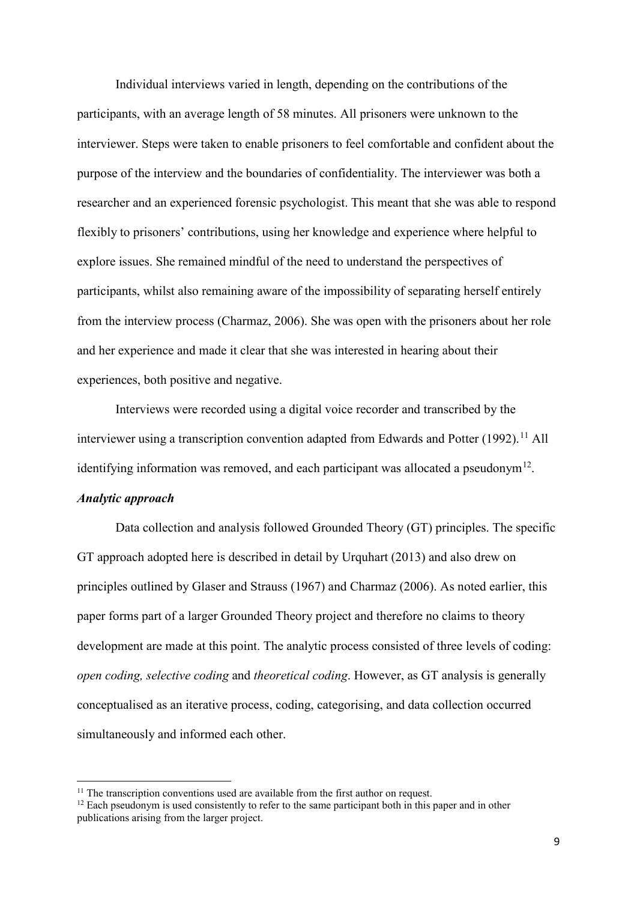Individual interviews varied in length, depending on the contributions of the participants, with an average length of 58 minutes. All prisoners were unknown to the interviewer. Steps were taken to enable prisoners to feel comfortable and confident about the purpose of the interview and the boundaries of confidentiality. The interviewer was both a researcher and an experienced forensic psychologist. This meant that she was able to respond flexibly to prisoners' contributions, using her knowledge and experience where helpful to explore issues. She remained mindful of the need to understand the perspectives of participants, whilst also remaining aware of the impossibility of separating herself entirely from the interview process (Charmaz, 2006). She was open with the prisoners about her role and her experience and made it clear that she was interested in hearing about their experiences, both positive and negative.

Interviews were recorded using a digital voice recorder and transcribed by the interviewer using a transcription convention adapted from Edwards and Potter (1992).[11] All identifying information was removed, and each participant was allocated a pseudonym[12].

### *Analytic approach*

Data collection and analysis followed Grounded Theory (GT) principles. The specific GT approach adopted here is described in detail by Urquhart (2013) and also drew on principles outlined by Glaser and Strauss (1967) and Charmaz (2006). As noted earlier, this paper forms part of a larger Grounded Theory project and therefore no claims to theory development are made at this point. The analytic process consisted of three levels of coding: *open coding, selective coding* and *theoretical coding*. However, as GT analysis is generally conceptualised as an iterative process, coding, categorising, and data collection occurred simultaneously and informed each other.

---

[11] The transcription conventions used are available from the first author on request.

[12] Each pseudonym is used consistently to refer to the same participant both in this paper and in other publications arising from the larger project.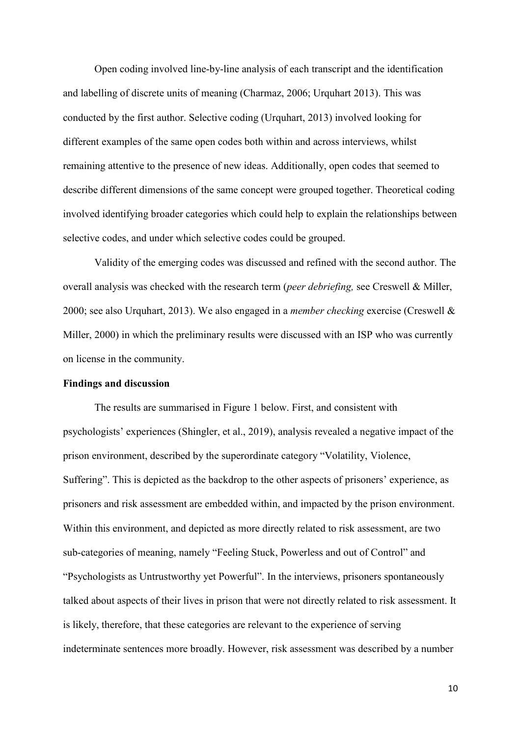Open coding involved line-by-line analysis of each transcript and the identification and labelling of discrete units of meaning (Charmaz, 2006; Urquhart 2013). This was conducted by the first author. Selective coding (Urquhart, 2013) involved looking for different examples of the same open codes both within and across interviews, whilst remaining attentive to the presence of new ideas. Additionally, open codes that seemed to describe different dimensions of the same concept were grouped together. Theoretical coding involved identifying broader categories which could help to explain the relationships between selective codes, and under which selective codes could be grouped.

Validity of the emerging codes was discussed and refined with the second author. The overall analysis was checked with the research term (*peer debriefing,* see Creswell & Miller, 2000; see also Urquhart, 2013). We also engaged in a *member checking* exercise (Creswell & Miller, 2000) in which the preliminary results were discussed with an ISP who was currently on license in the community.

**Findings and discussion**

The results are summarised in Figure 1 below. First, and consistent with psychologists' experiences (Shingler, et al., 2019), analysis revealed a negative impact of the prison environment, described by the superordinate category "Volatility, Violence, Suffering". This is depicted as the backdrop to the other aspects of prisoners' experience, as prisoners and risk assessment are embedded within, and impacted by the prison environment. Within this environment, and depicted as more directly related to risk assessment, are two sub-categories of meaning, namely "Feeling Stuck, Powerless and out of Control" and "Psychologists as Untrustworthy yet Powerful". In the interviews, prisoners spontaneously talked about aspects of their lives in prison that were not directly related to risk assessment. It is likely, therefore, that these categories are relevant to the experience of serving indeterminate sentences more broadly. However, risk assessment was described by a number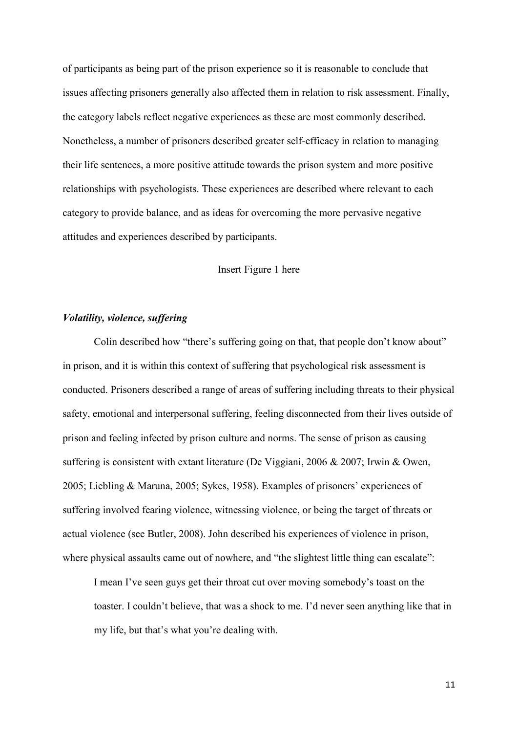of participants as being part of the prison experience so it is reasonable to conclude that issues affecting prisoners generally also affected them in relation to risk assessment. Finally, the category labels reflect negative experiences as these are most commonly described. Nonetheless, a number of prisoners described greater self-efficacy in relation to managing their life sentences, a more positive attitude towards the prison system and more positive relationships with psychologists. These experiences are described where relevant to each category to provide balance, and as ideas for overcoming the more pervasive negative attitudes and experiences described by participants.

Insert Figure 1 here

### *Volatility, violence, suffering*

Colin described how "there's suffering going on that, that people don't know about" in prison, and it is within this context of suffering that psychological risk assessment is conducted. Prisoners described a range of areas of suffering including threats to their physical safety, emotional and interpersonal suffering, feeling disconnected from their lives outside of prison and feeling infected by prison culture and norms. The sense of prison as causing suffering is consistent with extant literature (De Viggiani, 2006 & 2007; Irwin & Owen, 2005; Liebling & Maruna, 2005; Sykes, 1958). Examples of prisoners' experiences of suffering involved fearing violence, witnessing violence, or being the target of threats or actual violence (see Butler, 2008). John described his experiences of violence in prison, where physical assaults came out of nowhere, and "the slightest little thing can escalate":

> I mean I've seen guys get their throat cut over moving somebody's toast on the toaster. I couldn't believe, that was a shock to me. I'd never seen anything like that in my life, but that's what you're dealing with.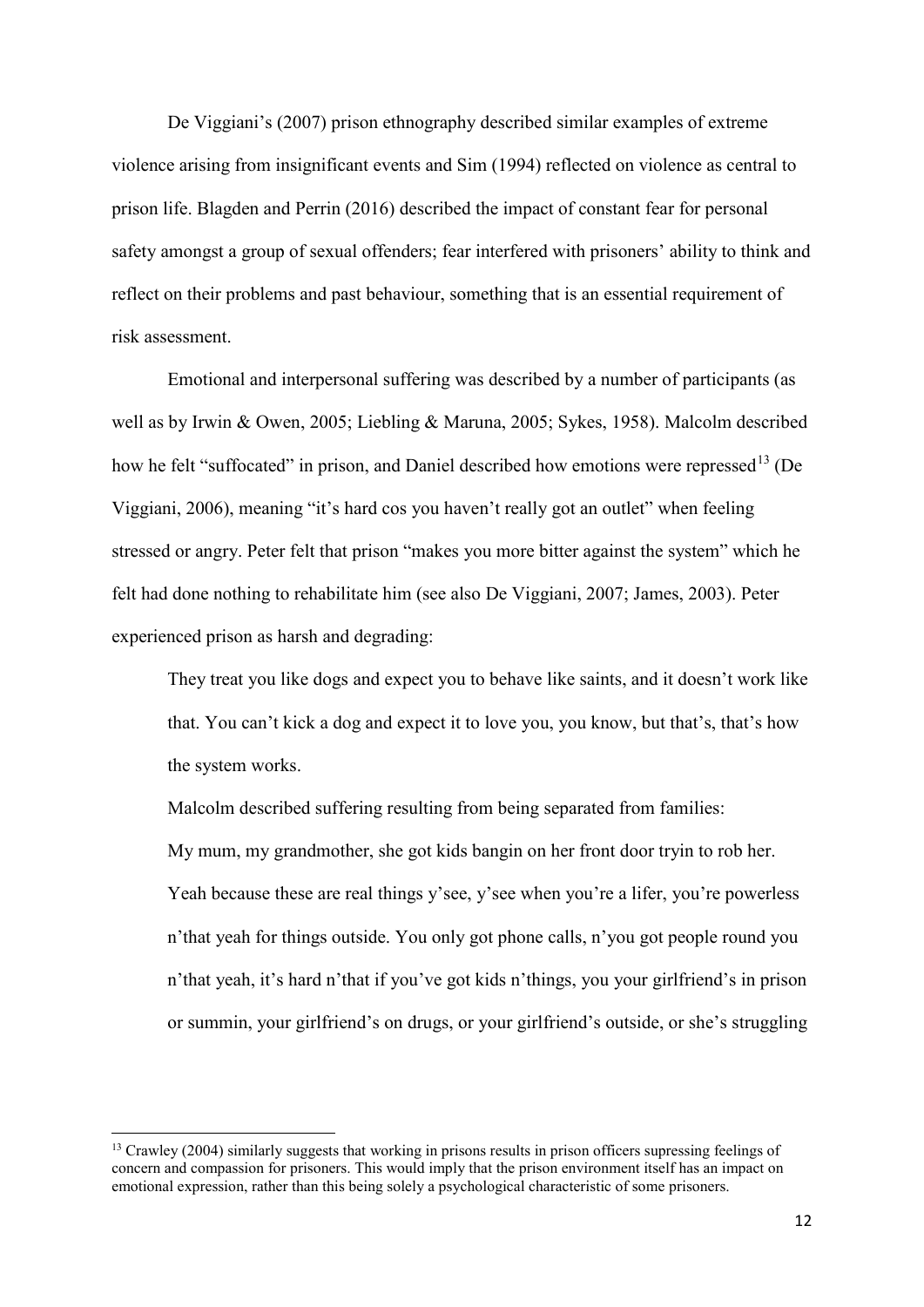De Viggiani's (2007) prison ethnography described similar examples of extreme violence arising from insignificant events and Sim (1994) reflected on violence as central to prison life. Blagden and Perrin (2016) described the impact of constant fear for personal safety amongst a group of sexual offenders; fear interfered with prisoners' ability to think and reflect on their problems and past behaviour, something that is an essential requirement of risk assessment.

Emotional and interpersonal suffering was described by a number of participants (as well as by Irwin & Owen, 2005; Liebling & Maruna, 2005; Sykes, 1958). Malcolm described how he felt "suffocated" in prison, and Daniel described how emotions were repressed[13] (De Viggiani, 2006), meaning "it's hard cos you haven't really got an outlet" when feeling stressed or angry. Peter felt that prison "makes you more bitter against the system" which he felt had done nothing to rehabilitate him (see also De Viggiani, 2007; James, 2003). Peter experienced prison as harsh and degrading:

> They treat you like dogs and expect you to behave like saints, and it doesn't work like that. You can't kick a dog and expect it to love you, you know, but that's, that's how the system works.

Malcolm described suffering resulting from being separated from families:

> My mum, my grandmother, she got kids bangin on her front door tryin to rob her. Yeah because these are real things y'see, y'see when you're a lifer, you're powerless n'that yeah for things outside. You only got phone calls, n'you got people round you n'that yeah, it's hard n'that if you've got kids n'things, you your girlfriend's in prison or summin, your girlfriend's on drugs, or your girlfriend's outside, or she's struggling

---

[13] Crawley (2004) similarly suggests that working in prisons results in prison officers supressing feelings of concern and compassion for prisoners. This would imply that the prison environment itself has an impact on emotional expression, rather than this being solely a psychological characteristic of some prisoners.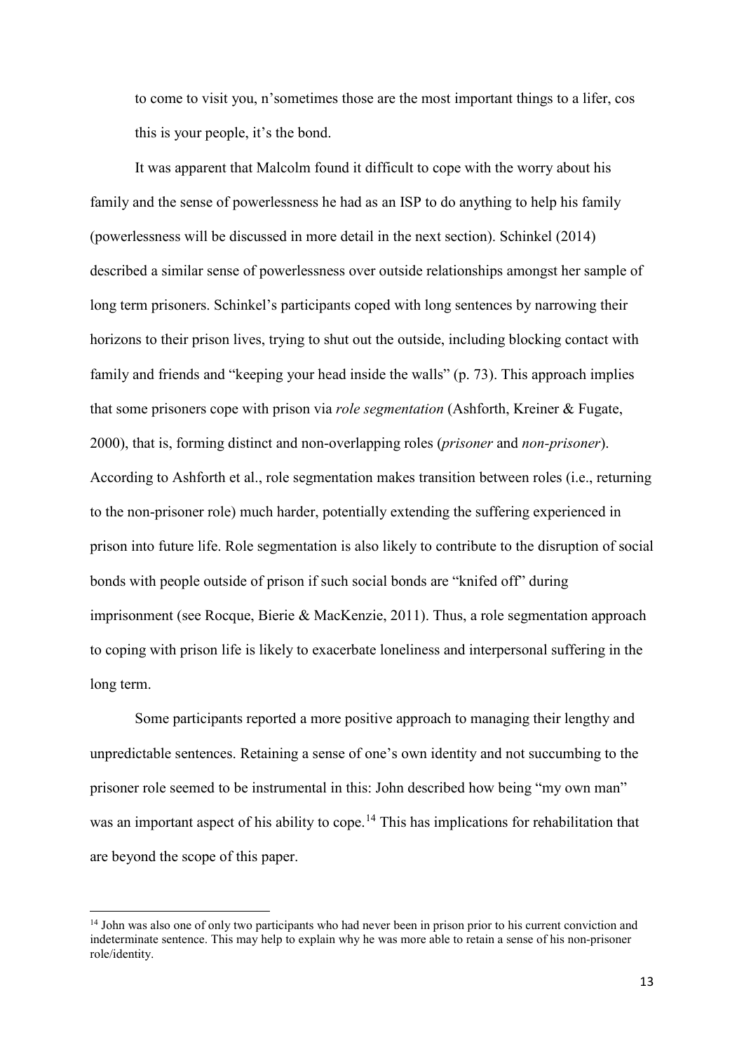to come to visit you, n'sometimes those are the most important things to a lifer, cos this is your people, it's the bond.

It was apparent that Malcolm found it difficult to cope with the worry about his family and the sense of powerlessness he had as an ISP to do anything to help his family (powerlessness will be discussed in more detail in the next section). Schinkel (2014) described a similar sense of powerlessness over outside relationships amongst her sample of long term prisoners. Schinkel's participants coped with long sentences by narrowing their horizons to their prison lives, trying to shut out the outside, including blocking contact with family and friends and "keeping your head inside the walls" (p. 73). This approach implies that some prisoners cope with prison via *role segmentation* (Ashforth, Kreiner & Fugate, 2000), that is, forming distinct and non-overlapping roles (*prisoner* and *non-prisoner*). According to Ashforth et al., role segmentation makes transition between roles (i.e., returning to the non-prisoner role) much harder, potentially extending the suffering experienced in prison into future life. Role segmentation is also likely to contribute to the disruption of social bonds with people outside of prison if such social bonds are "knifed off" during imprisonment (see Rocque, Bierie & MacKenzie, 2011). Thus, a role segmentation approach to coping with prison life is likely to exacerbate loneliness and interpersonal suffering in the long term.

Some participants reported a more positive approach to managing their lengthy and unpredictable sentences. Retaining a sense of one's own identity and not succumbing to the prisoner role seemed to be instrumental in this: John described how being "my own man" was an important aspect of his ability to cope.[14] This has implications for rehabilitation that are beyond the scope of this paper.

[14] John was also one of only two participants who had never been in prison prior to his current conviction and indeterminate sentence. This may help to explain why he was more able to retain a sense of his non-prisoner role/identity.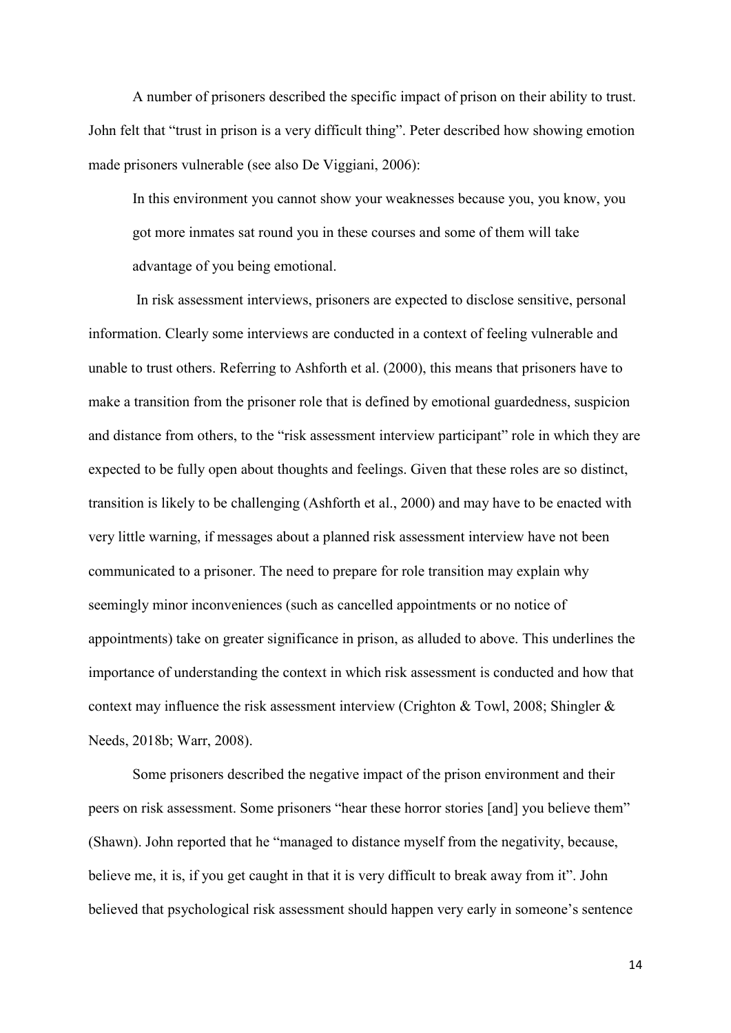A number of prisoners described the specific impact of prison on their ability to trust. John felt that "trust in prison is a very difficult thing". Peter described how showing emotion made prisoners vulnerable (see also De Viggiani, 2006):

> In this environment you cannot show your weaknesses because you, you know, you got more inmates sat round you in these courses and some of them will take advantage of you being emotional.

In risk assessment interviews, prisoners are expected to disclose sensitive, personal information. Clearly some interviews are conducted in a context of feeling vulnerable and unable to trust others. Referring to Ashforth et al. (2000), this means that prisoners have to make a transition from the prisoner role that is defined by emotional guardedness, suspicion and distance from others, to the "risk assessment interview participant" role in which they are expected to be fully open about thoughts and feelings. Given that these roles are so distinct, transition is likely to be challenging (Ashforth et al., 2000) and may have to be enacted with very little warning, if messages about a planned risk assessment interview have not been communicated to a prisoner. The need to prepare for role transition may explain why seemingly minor inconveniences (such as cancelled appointments or no notice of appointments) take on greater significance in prison, as alluded to above. This underlines the importance of understanding the context in which risk assessment is conducted and how that context may influence the risk assessment interview (Crighton & Towl, 2008; Shingler & Needs, 2018b; Warr, 2008).

Some prisoners described the negative impact of the prison environment and their peers on risk assessment. Some prisoners "hear these horror stories [and] you believe them" (Shawn). John reported that he "managed to distance myself from the negativity, because, believe me, it is, if you get caught in that it is very difficult to break away from it". John believed that psychological risk assessment should happen very early in someone's sentence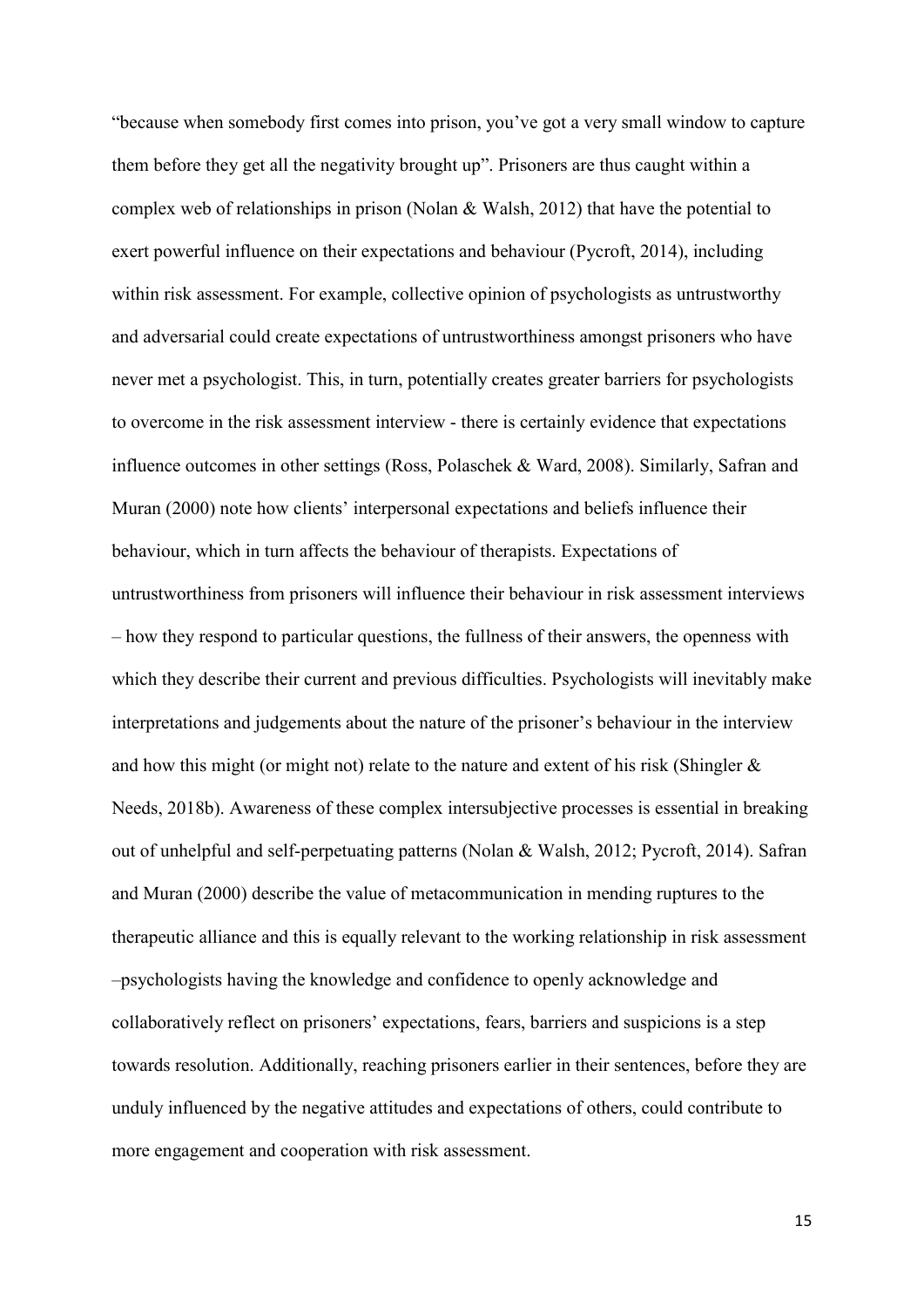"because when somebody first comes into prison, you've got a very small window to capture them before they get all the negativity brought up". Prisoners are thus caught within a complex web of relationships in prison (Nolan & Walsh, 2012) that have the potential to exert powerful influence on their expectations and behaviour (Pycroft, 2014), including within risk assessment. For example, collective opinion of psychologists as untrustworthy and adversarial could create expectations of untrustworthiness amongst prisoners who have never met a psychologist. This, in turn, potentially creates greater barriers for psychologists to overcome in the risk assessment interview - there is certainly evidence that expectations influence outcomes in other settings (Ross, Polaschek & Ward, 2008). Similarly, Safran and Muran (2000) note how clients' interpersonal expectations and beliefs influence their behaviour, which in turn affects the behaviour of therapists. Expectations of untrustworthiness from prisoners will influence their behaviour in risk assessment interviews – how they respond to particular questions, the fullness of their answers, the openness with which they describe their current and previous difficulties. Psychologists will inevitably make interpretations and judgements about the nature of the prisoner's behaviour in the interview and how this might (or might not) relate to the nature and extent of his risk (Shingler & Needs, 2018b). Awareness of these complex intersubjective processes is essential in breaking out of unhelpful and self-perpetuating patterns (Nolan & Walsh, 2012; Pycroft, 2014). Safran and Muran (2000) describe the value of metacommunication in mending ruptures to the therapeutic alliance and this is equally relevant to the working relationship in risk assessment –psychologists having the knowledge and confidence to openly acknowledge and collaboratively reflect on prisoners' expectations, fears, barriers and suspicions is a step towards resolution. Additionally, reaching prisoners earlier in their sentences, before they are unduly influenced by the negative attitudes and expectations of others, could contribute to more engagement and cooperation with risk assessment.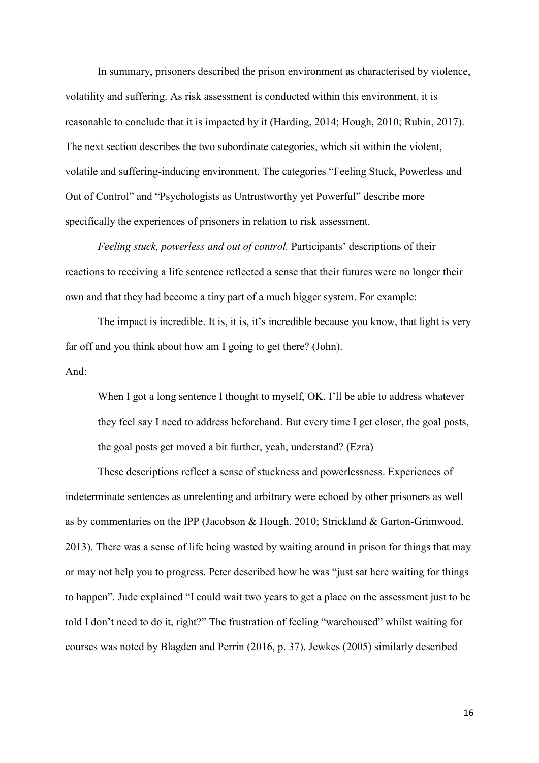In summary, prisoners described the prison environment as characterised by violence, volatility and suffering. As risk assessment is conducted within this environment, it is reasonable to conclude that it is impacted by it (Harding, 2014; Hough, 2010; Rubin, 2017). The next section describes the two subordinate categories, which sit within the violent, volatile and suffering-inducing environment. The categories "Feeling Stuck, Powerless and Out of Control" and "Psychologists as Untrustworthy yet Powerful" describe more specifically the experiences of prisoners in relation to risk assessment.

*Feeling stuck, powerless and out of control.* Participants' descriptions of their reactions to receiving a life sentence reflected a sense that their futures were no longer their own and that they had become a tiny part of a much bigger system. For example:

The impact is incredible. It is, it is, it's incredible because you know, that light is very far off and you think about how am I going to get there? (John).

And:

> When I got a long sentence I thought to myself, OK, I'll be able to address whatever they feel say I need to address beforehand. But every time I get closer, the goal posts, the goal posts get moved a bit further, yeah, understand? (Ezra)

These descriptions reflect a sense of stuckness and powerlessness. Experiences of indeterminate sentences as unrelenting and arbitrary were echoed by other prisoners as well as by commentaries on the IPP (Jacobson & Hough, 2010; Strickland & Garton-Grimwood, 2013). There was a sense of life being wasted by waiting around in prison for things that may or may not help you to progress. Peter described how he was "just sat here waiting for things to happen". Jude explained "I could wait two years to get a place on the assessment just to be told I don't need to do it, right?" The frustration of feeling "warehoused" whilst waiting for courses was noted by Blagden and Perrin (2016, p. 37). Jewkes (2005) similarly described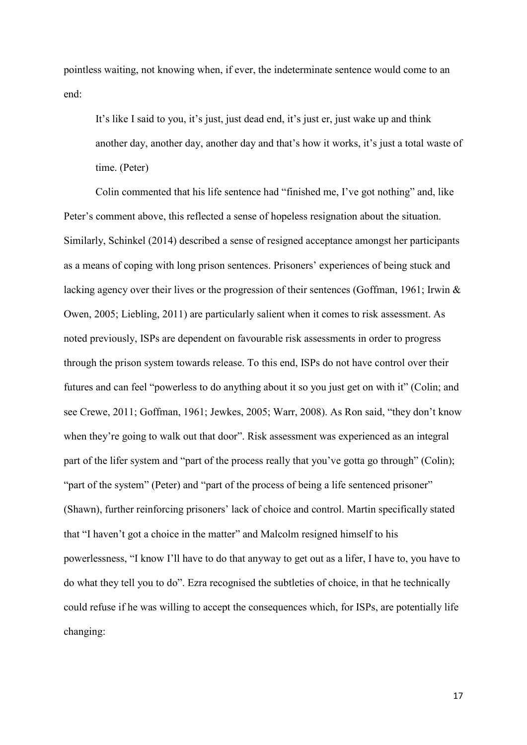pointless waiting, not knowing when, if ever, the indeterminate sentence would come to an end:

> It's like I said to you, it's just, just dead end, it's just er, just wake up and think another day, another day, another day and that's how it works, it's just a total waste of time. (Peter)

Colin commented that his life sentence had "finished me, I've got nothing" and, like Peter's comment above, this reflected a sense of hopeless resignation about the situation. Similarly, Schinkel (2014) described a sense of resigned acceptance amongst her participants as a means of coping with long prison sentences. Prisoners' experiences of being stuck and lacking agency over their lives or the progression of their sentences (Goffman, 1961; Irwin & Owen, 2005; Liebling, 2011) are particularly salient when it comes to risk assessment. As noted previously, ISPs are dependent on favourable risk assessments in order to progress through the prison system towards release. To this end, ISPs do not have control over their futures and can feel "powerless to do anything about it so you just get on with it" (Colin; and see Crewe, 2011; Goffman, 1961; Jewkes, 2005; Warr, 2008). As Ron said, "they don't know when they're going to walk out that door". Risk assessment was experienced as an integral part of the lifer system and "part of the process really that you've gotta go through" (Colin); "part of the system" (Peter) and "part of the process of being a life sentenced prisoner" (Shawn), further reinforcing prisoners' lack of choice and control. Martin specifically stated that "I haven't got a choice in the matter" and Malcolm resigned himself to his powerlessness, "I know I'll have to do that anyway to get out as a lifer, I have to, you have to do what they tell you to do". Ezra recognised the subtleties of choice, in that he technically could refuse if he was willing to accept the consequences which, for ISPs, are potentially life changing: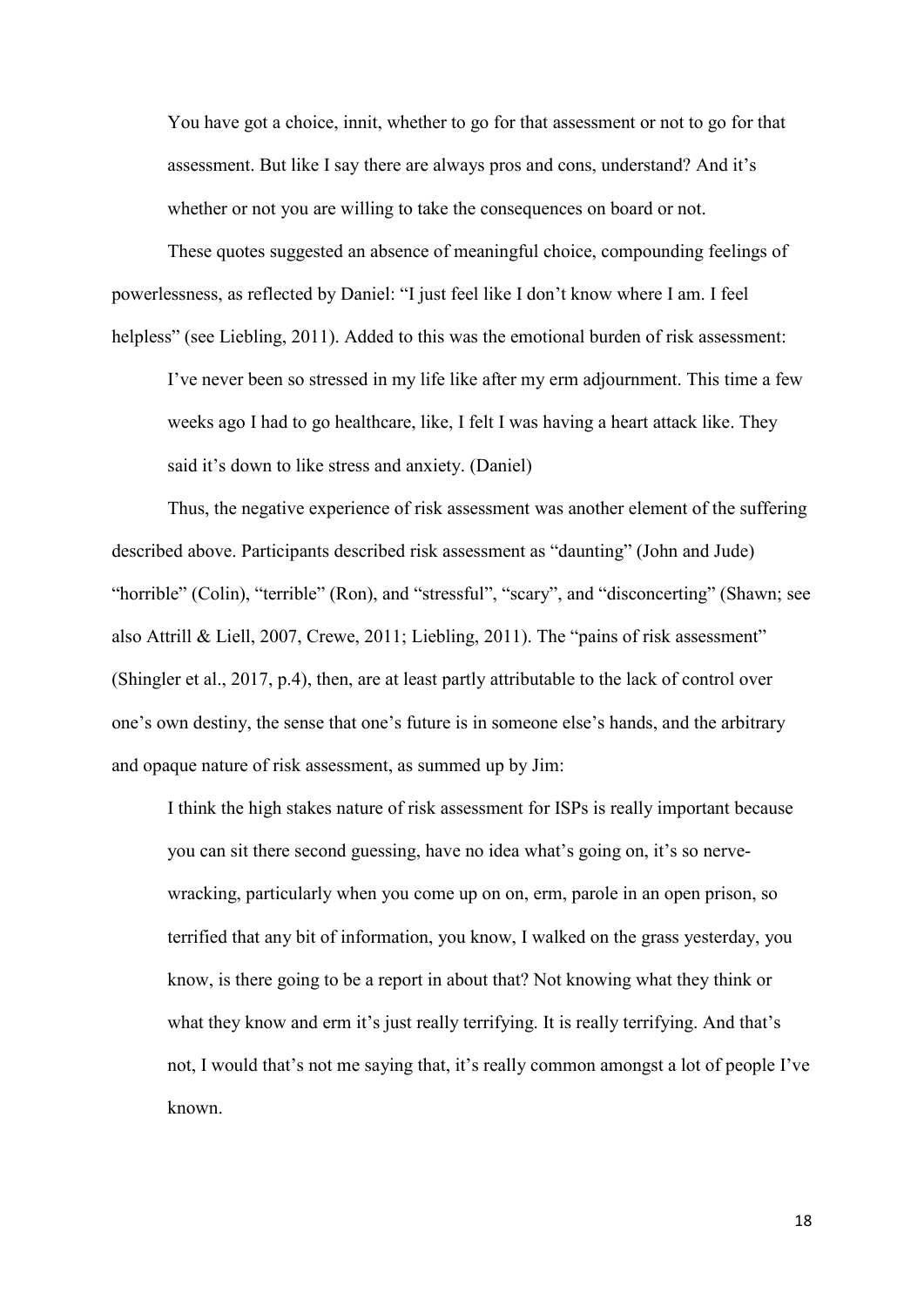> You have got a choice, innit, whether to go for that assessment or not to go for that assessment. But like I say there are always pros and cons, understand? And it's whether or not you are willing to take the consequences on board or not.

These quotes suggested an absence of meaningful choice, compounding feelings of powerlessness, as reflected by Daniel: "I just feel like I don't know where I am. I feel helpless" (see Liebling, 2011). Added to this was the emotional burden of risk assessment:

> I've never been so stressed in my life like after my erm adjournment. This time a few weeks ago I had to go healthcare, like, I felt I was having a heart attack like. They said it's down to like stress and anxiety. (Daniel)

Thus, the negative experience of risk assessment was another element of the suffering described above. Participants described risk assessment as "daunting" (John and Jude) "horrible" (Colin), "terrible" (Ron), and "stressful", "scary", and "disconcerting" (Shawn; see also Attrill & Liell, 2007, Crewe, 2011; Liebling, 2011). The "pains of risk assessment" (Shingler et al., 2017, p.4), then, are at least partly attributable to the lack of control over one's own destiny, the sense that one's future is in someone else's hands, and the arbitrary and opaque nature of risk assessment, as summed up by Jim:

> I think the high stakes nature of risk assessment for ISPs is really important because you can sit there second guessing, have no idea what's going on, it's so nerve-wracking, particularly when you come up on on, erm, parole in an open prison, so terrified that any bit of information, you know, I walked on the grass yesterday, you know, is there going to be a report in about that? Not knowing what they think or what they know and erm it's just really terrifying. It is really terrifying. And that's not, I would that's not me saying that, it's really common amongst a lot of people I've known.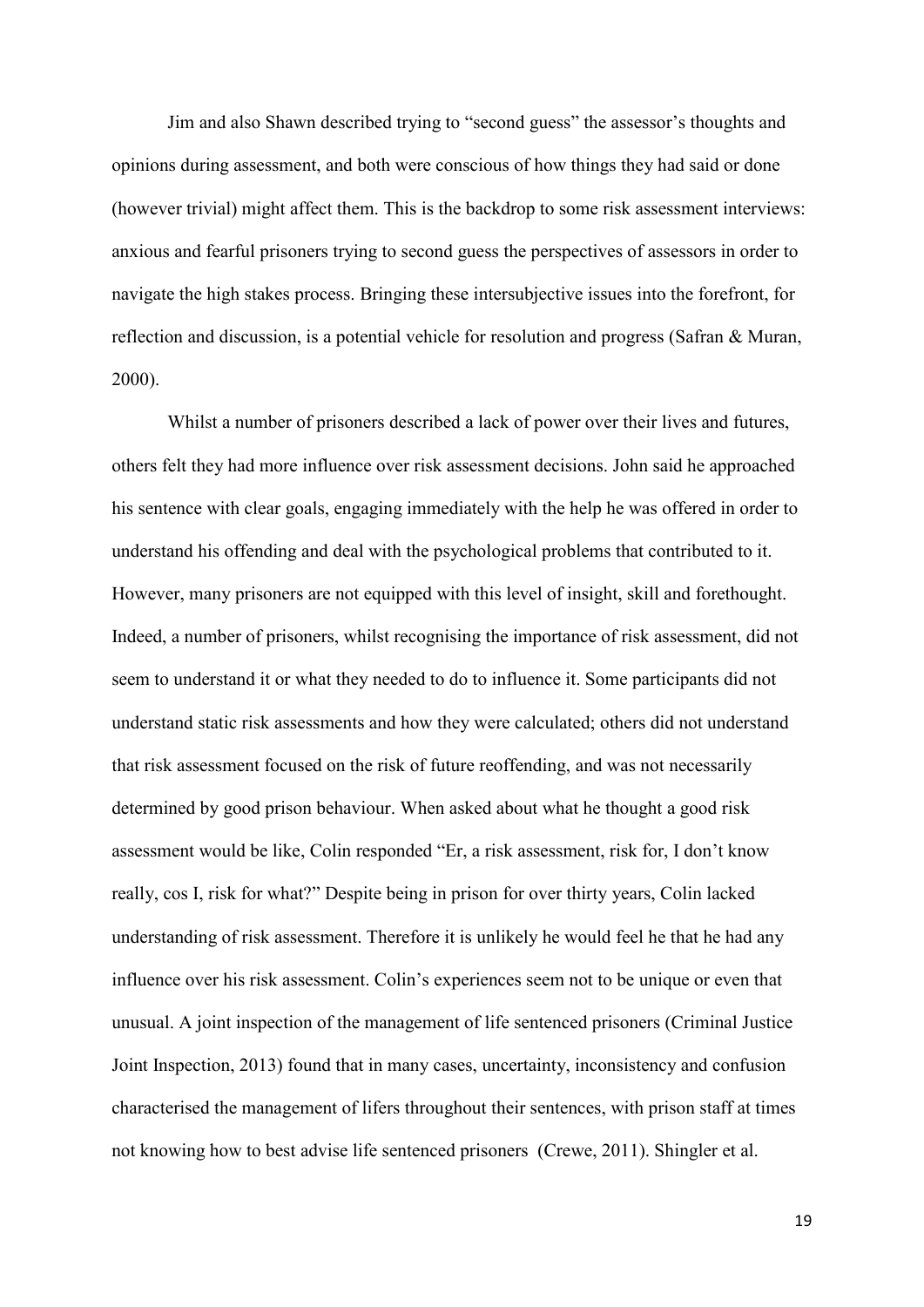Jim and also Shawn described trying to "second guess" the assessor's thoughts and opinions during assessment, and both were conscious of how things they had said or done (however trivial) might affect them. This is the backdrop to some risk assessment interviews: anxious and fearful prisoners trying to second guess the perspectives of assessors in order to navigate the high stakes process. Bringing these intersubjective issues into the forefront, for reflection and discussion, is a potential vehicle for resolution and progress (Safran & Muran, 2000).

Whilst a number of prisoners described a lack of power over their lives and futures, others felt they had more influence over risk assessment decisions. John said he approached his sentence with clear goals, engaging immediately with the help he was offered in order to understand his offending and deal with the psychological problems that contributed to it. However, many prisoners are not equipped with this level of insight, skill and forethought. Indeed, a number of prisoners, whilst recognising the importance of risk assessment, did not seem to understand it or what they needed to do to influence it. Some participants did not understand static risk assessments and how they were calculated; others did not understand that risk assessment focused on the risk of future reoffending, and was not necessarily determined by good prison behaviour. When asked about what he thought a good risk assessment would be like, Colin responded "Er, a risk assessment, risk for, I don't know really, cos I, risk for what?" Despite being in prison for over thirty years, Colin lacked understanding of risk assessment. Therefore it is unlikely he would feel he that he had any influence over his risk assessment. Colin's experiences seem not to be unique or even that unusual. A joint inspection of the management of life sentenced prisoners (Criminal Justice Joint Inspection, 2013) found that in many cases, uncertainty, inconsistency and confusion characterised the management of lifers throughout their sentences, with prison staff at times not knowing how to best advise life sentenced prisoners (Crewe, 2011). Shingler et al.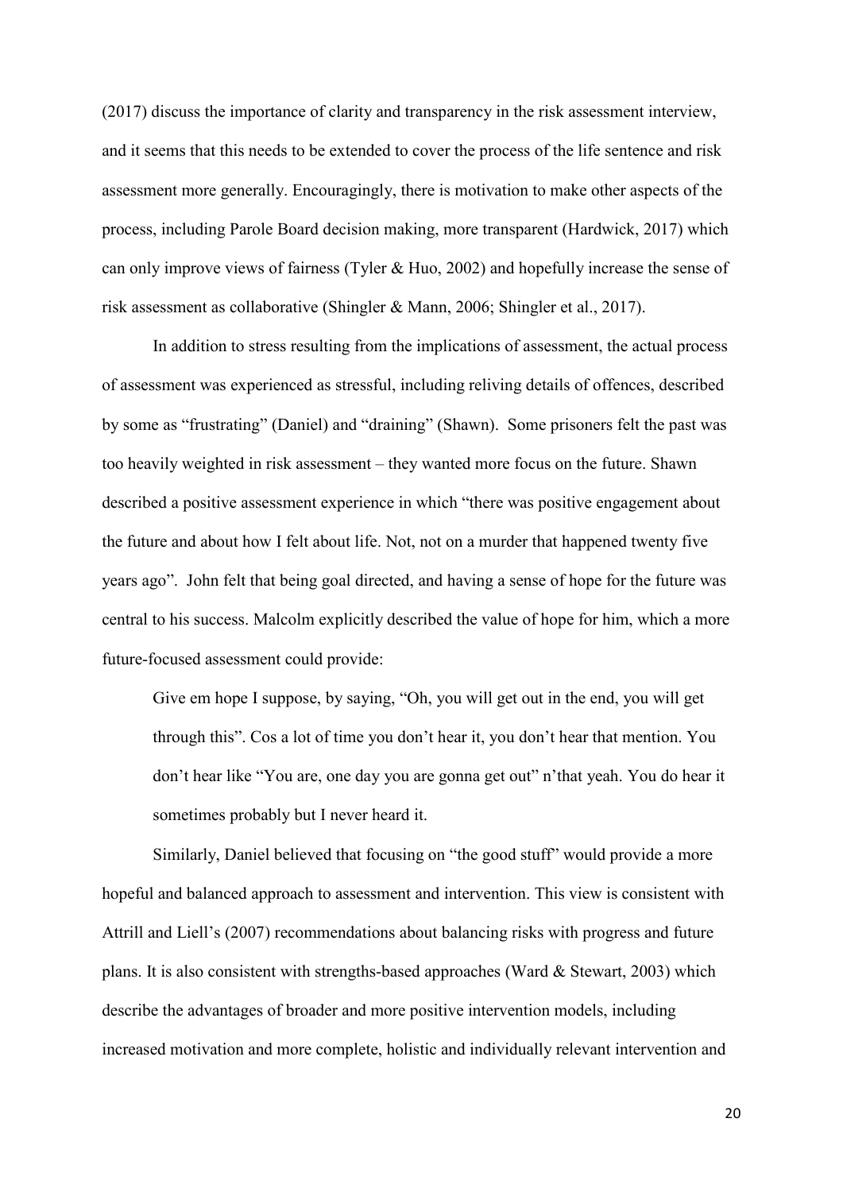(2017) discuss the importance of clarity and transparency in the risk assessment interview, and it seems that this needs to be extended to cover the process of the life sentence and risk assessment more generally. Encouragingly, there is motivation to make other aspects of the process, including Parole Board decision making, more transparent (Hardwick, 2017) which can only improve views of fairness (Tyler & Huo, 2002) and hopefully increase the sense of risk assessment as collaborative (Shingler & Mann, 2006; Shingler et al., 2017).

In addition to stress resulting from the implications of assessment, the actual process of assessment was experienced as stressful, including reliving details of offences, described by some as "frustrating" (Daniel) and "draining" (Shawn). Some prisoners felt the past was too heavily weighted in risk assessment – they wanted more focus on the future. Shawn described a positive assessment experience in which "there was positive engagement about the future and about how I felt about life. Not, not on a murder that happened twenty five years ago". John felt that being goal directed, and having a sense of hope for the future was central to his success. Malcolm explicitly described the value of hope for him, which a more future-focused assessment could provide:

> Give em hope I suppose, by saying, "Oh, you will get out in the end, you will get through this". Cos a lot of time you don't hear it, you don't hear that mention. You don't hear like "You are, one day you are gonna get out" n'that yeah. You do hear it sometimes probably but I never heard it.

Similarly, Daniel believed that focusing on "the good stuff" would provide a more hopeful and balanced approach to assessment and intervention. This view is consistent with Attrill and Liell's (2007) recommendations about balancing risks with progress and future plans. It is also consistent with strengths-based approaches (Ward & Stewart, 2003) which describe the advantages of broader and more positive intervention models, including increased motivation and more complete, holistic and individually relevant intervention and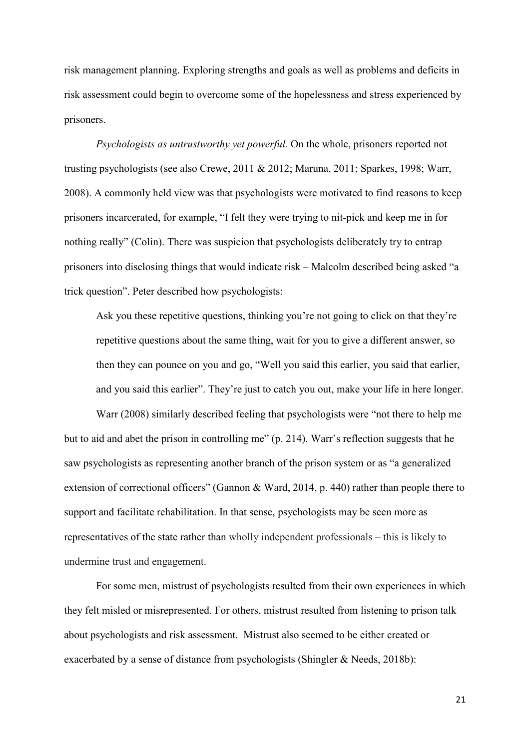risk management planning. Exploring strengths and goals as well as problems and deficits in risk assessment could begin to overcome some of the hopelessness and stress experienced by prisoners.

*Psychologists as untrustworthy yet powerful.* On the whole, prisoners reported not trusting psychologists (see also Crewe, 2011 & 2012; Maruna, 2011; Sparkes, 1998; Warr, 2008). A commonly held view was that psychologists were motivated to find reasons to keep prisoners incarcerated, for example, "I felt they were trying to nit-pick and keep me in for nothing really" (Colin). There was suspicion that psychologists deliberately try to entrap prisoners into disclosing things that would indicate risk – Malcolm described being asked "a trick question". Peter described how psychologists:

> Ask you these repetitive questions, thinking you're not going to click on that they're repetitive questions about the same thing, wait for you to give a different answer, so then they can pounce on you and go, "Well you said this earlier, you said that earlier, and you said this earlier". They're just to catch you out, make your life in here longer.

Warr (2008) similarly described feeling that psychologists were "not there to help me but to aid and abet the prison in controlling me" (p. 214). Warr's reflection suggests that he saw psychologists as representing another branch of the prison system or as "a generalized extension of correctional officers" (Gannon & Ward, 2014, p. 440) rather than people there to support and facilitate rehabilitation. In that sense, psychologists may be seen more as representatives of the state rather than wholly independent professionals – this is likely to undermine trust and engagement.

For some men, mistrust of psychologists resulted from their own experiences in which they felt misled or misrepresented. For others, mistrust resulted from listening to prison talk about psychologists and risk assessment. Mistrust also seemed to be either created or exacerbated by a sense of distance from psychologists (Shingler & Needs, 2018b):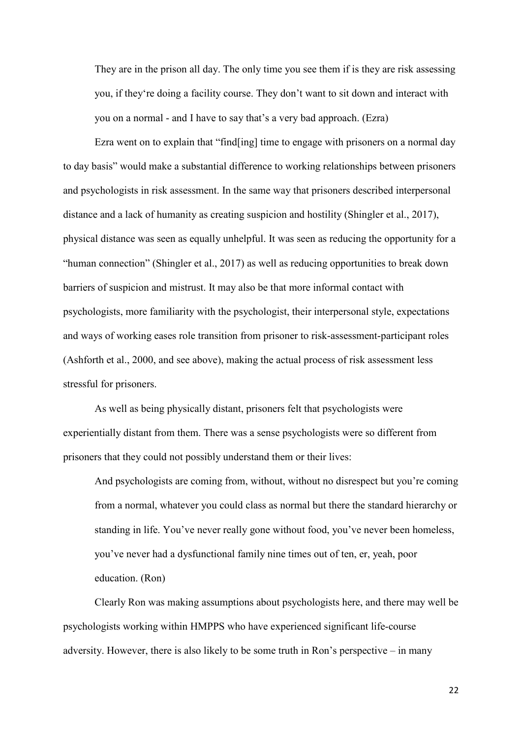> They are in the prison all day. The only time you see them if is they are risk assessing you, if they‘re doing a facility course. They don’t want to sit down and interact with you on a normal - and I have to say that’s a very bad approach. (Ezra)

Ezra went on to explain that “find[ing] time to engage with prisoners on a normal day to day basis” would make a substantial difference to working relationships between prisoners and psychologists in risk assessment. In the same way that prisoners described interpersonal distance and a lack of humanity as creating suspicion and hostility (Shingler et al., 2017), physical distance was seen as equally unhelpful. It was seen as reducing the opportunity for a “human connection” (Shingler et al., 2017) as well as reducing opportunities to break down barriers of suspicion and mistrust. It may also be that more informal contact with psychologists, more familiarity with the psychologist, their interpersonal style, expectations and ways of working eases role transition from prisoner to risk-assessment-participant roles (Ashforth et al., 2000, and see above), making the actual process of risk assessment less stressful for prisoners.

As well as being physically distant, prisoners felt that psychologists were experientially distant from them. There was a sense psychologists were so different from prisoners that they could not possibly understand them or their lives:

> And psychologists are coming from, without, without no disrespect but you’re coming from a normal, whatever you could class as normal but there the standard hierarchy or standing in life. You’ve never really gone without food, you’ve never been homeless, you’ve never had a dysfunctional family nine times out of ten, er, yeah, poor education. (Ron)

Clearly Ron was making assumptions about psychologists here, and there may well be psychologists working within HMPPS who have experienced significant life-course adversity. However, there is also likely to be some truth in Ron’s perspective – in many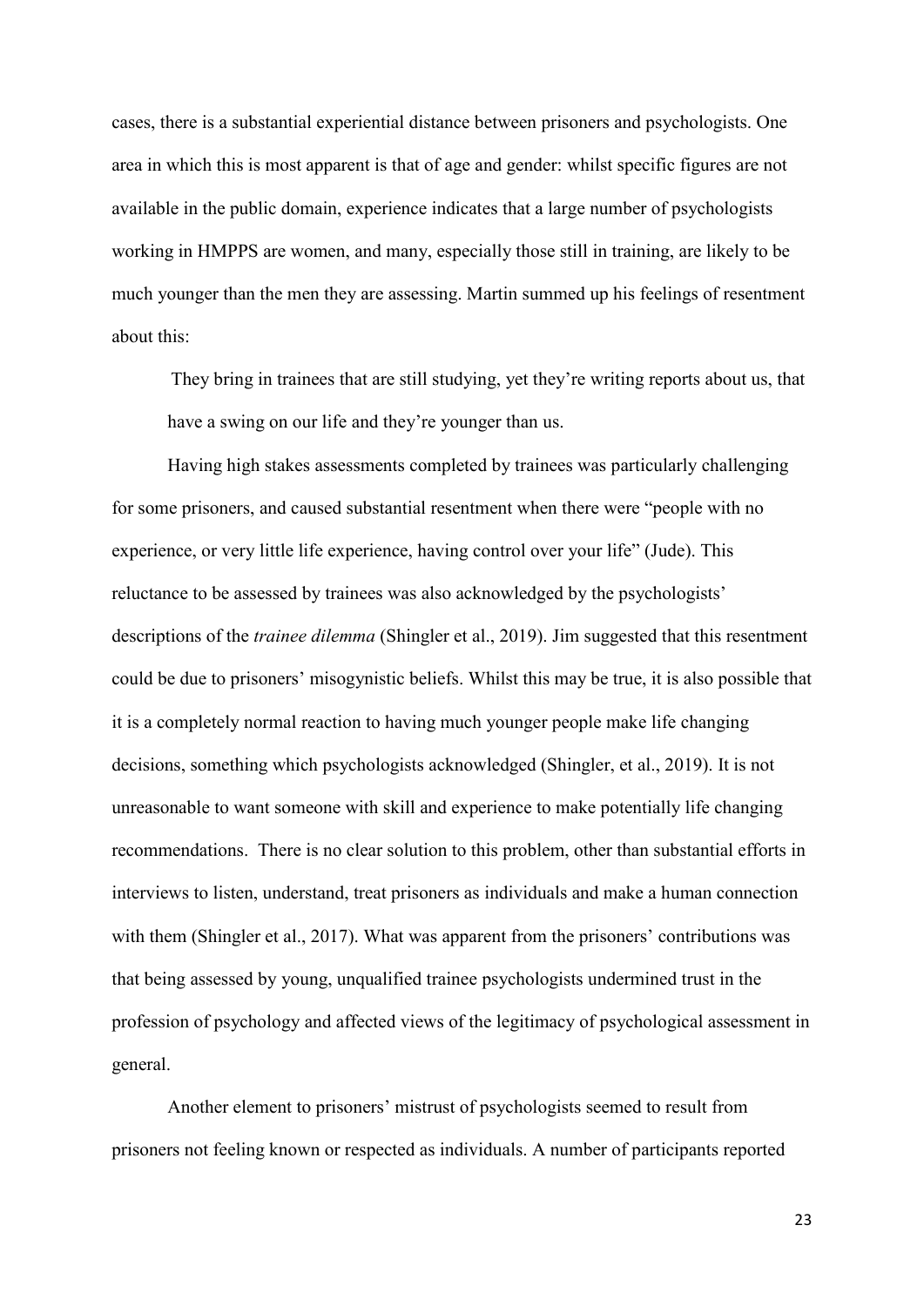cases, there is a substantial experiential distance between prisoners and psychologists. One area in which this is most apparent is that of age and gender: whilst specific figures are not available in the public domain, experience indicates that a large number of psychologists working in HMPPS are women, and many, especially those still in training, are likely to be much younger than the men they are assessing. Martin summed up his feelings of resentment about this:

> They bring in trainees that are still studying, yet they're writing reports about us, that have a swing on our life and they're younger than us.

Having high stakes assessments completed by trainees was particularly challenging for some prisoners, and caused substantial resentment when there were "people with no experience, or very little life experience, having control over your life" (Jude). This reluctance to be assessed by trainees was also acknowledged by the psychologists' descriptions of the *trainee dilemma* (Shingler et al., 2019). Jim suggested that this resentment could be due to prisoners' misogynistic beliefs. Whilst this may be true, it is also possible that it is a completely normal reaction to having much younger people make life changing decisions, something which psychologists acknowledged (Shingler, et al., 2019). It is not unreasonable to want someone with skill and experience to make potentially life changing recommendations. There is no clear solution to this problem, other than substantial efforts in interviews to listen, understand, treat prisoners as individuals and make a human connection with them (Shingler et al., 2017). What was apparent from the prisoners' contributions was that being assessed by young, unqualified trainee psychologists undermined trust in the profession of psychology and affected views of the legitimacy of psychological assessment in general.

Another element to prisoners' mistrust of psychologists seemed to result from prisoners not feeling known or respected as individuals. A number of participants reported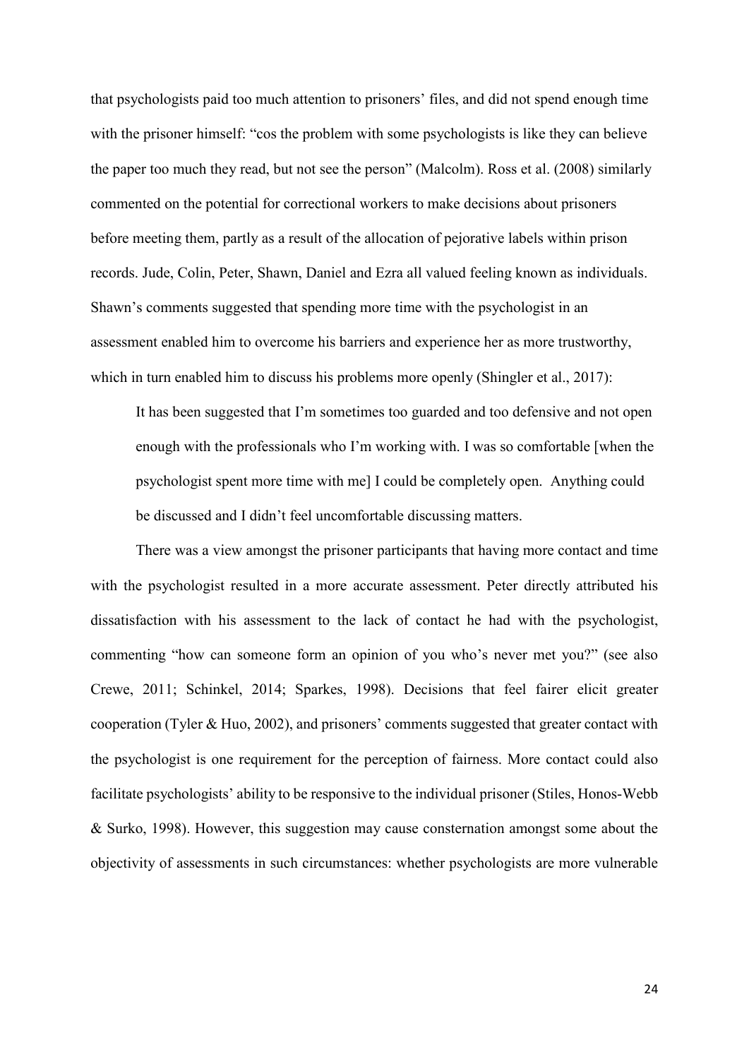that psychologists paid too much attention to prisoners' files, and did not spend enough time with the prisoner himself: "cos the problem with some psychologists is like they can believe the paper too much they read, but not see the person" (Malcolm). Ross et al. (2008) similarly commented on the potential for correctional workers to make decisions about prisoners before meeting them, partly as a result of the allocation of pejorative labels within prison records. Jude, Colin, Peter, Shawn, Daniel and Ezra all valued feeling known as individuals. Shawn's comments suggested that spending more time with the psychologist in an assessment enabled him to overcome his barriers and experience her as more trustworthy, which in turn enabled him to discuss his problems more openly (Shingler et al., 2017):

> It has been suggested that I'm sometimes too guarded and too defensive and not open enough with the professionals who I'm working with. I was so comfortable [when the psychologist spent more time with me] I could be completely open. Anything could be discussed and I didn't feel uncomfortable discussing matters.

There was a view amongst the prisoner participants that having more contact and time with the psychologist resulted in a more accurate assessment. Peter directly attributed his dissatisfaction with his assessment to the lack of contact he had with the psychologist, commenting "how can someone form an opinion of you who's never met you?" (see also Crewe, 2011; Schinkel, 2014; Sparkes, 1998). Decisions that feel fairer elicit greater cooperation (Tyler & Huo, 2002), and prisoners' comments suggested that greater contact with the psychologist is one requirement for the perception of fairness. More contact could also facilitate psychologists' ability to be responsive to the individual prisoner (Stiles, Honos-Webb & Surko, 1998). However, this suggestion may cause consternation amongst some about the objectivity of assessments in such circumstances: whether psychologists are more vulnerable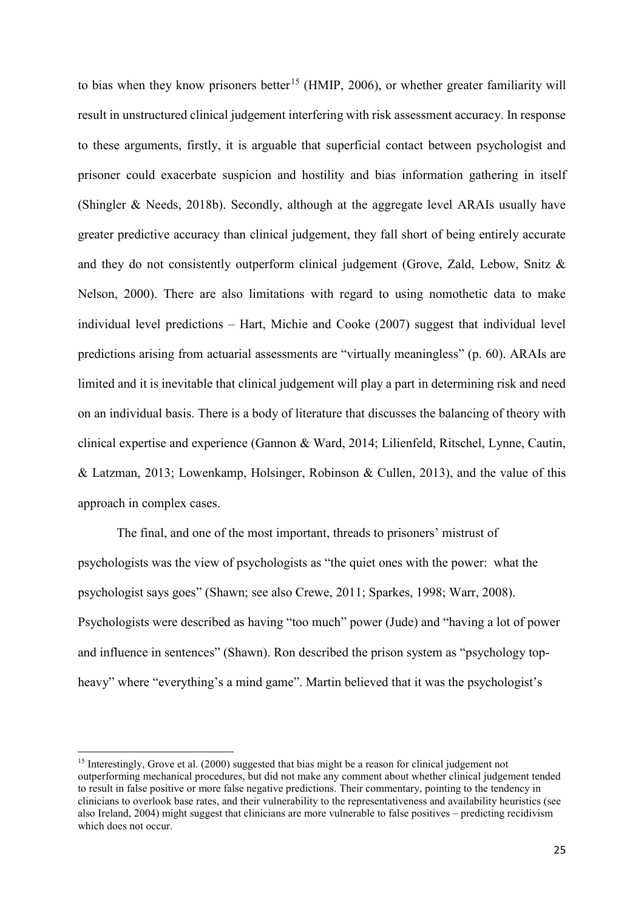to bias when they know prisoners better[15] (HMIP, 2006), or whether greater familiarity will result in unstructured clinical judgement interfering with risk assessment accuracy. In response to these arguments, firstly, it is arguable that superficial contact between psychologist and prisoner could exacerbate suspicion and hostility and bias information gathering in itself (Shingler & Needs, 2018b). Secondly, although at the aggregate level ARAIs usually have greater predictive accuracy than clinical judgement, they fall short of being entirely accurate and they do not consistently outperform clinical judgement (Grove, Zald, Lebow, Snitz & Nelson, 2000). There are also limitations with regard to using nomothetic data to make individual level predictions – Hart, Michie and Cooke (2007) suggest that individual level predictions arising from actuarial assessments are "virtually meaningless" (p. 60). ARAIs are limited and it is inevitable that clinical judgement will play a part in determining risk and need on an individual basis. There is a body of literature that discusses the balancing of theory with clinical expertise and experience (Gannon & Ward, 2014; Lilienfeld, Ritschel, Lynne, Cautin, & Latzman, 2013; Lowenkamp, Holsinger, Robinson & Cullen, 2013), and the value of this approach in complex cases.

The final, and one of the most important, threads to prisoners' mistrust of psychologists was the view of psychologists as "the quiet ones with the power: what the psychologist says goes" (Shawn; see also Crewe, 2011; Sparkes, 1998; Warr, 2008). Psychologists were described as having "too much" power (Jude) and "having a lot of power and influence in sentences" (Shawn). Ron described the prison system as "psychology top-heavy" where "everything's a mind game". Martin believed that it was the psychologist's

[15] Interestingly, Grove et al. (2000) suggested that bias might be a reason for clinical judgement not outperforming mechanical procedures, but did not make any comment about whether clinical judgement tended to result in false positive or more false negative predictions. Their commentary, pointing to the tendency in clinicians to overlook base rates, and their vulnerability to the representativeness and availability heuristics (see also Ireland, 2004) might suggest that clinicians are more vulnerable to false positives – predicting recidivism which does not occur.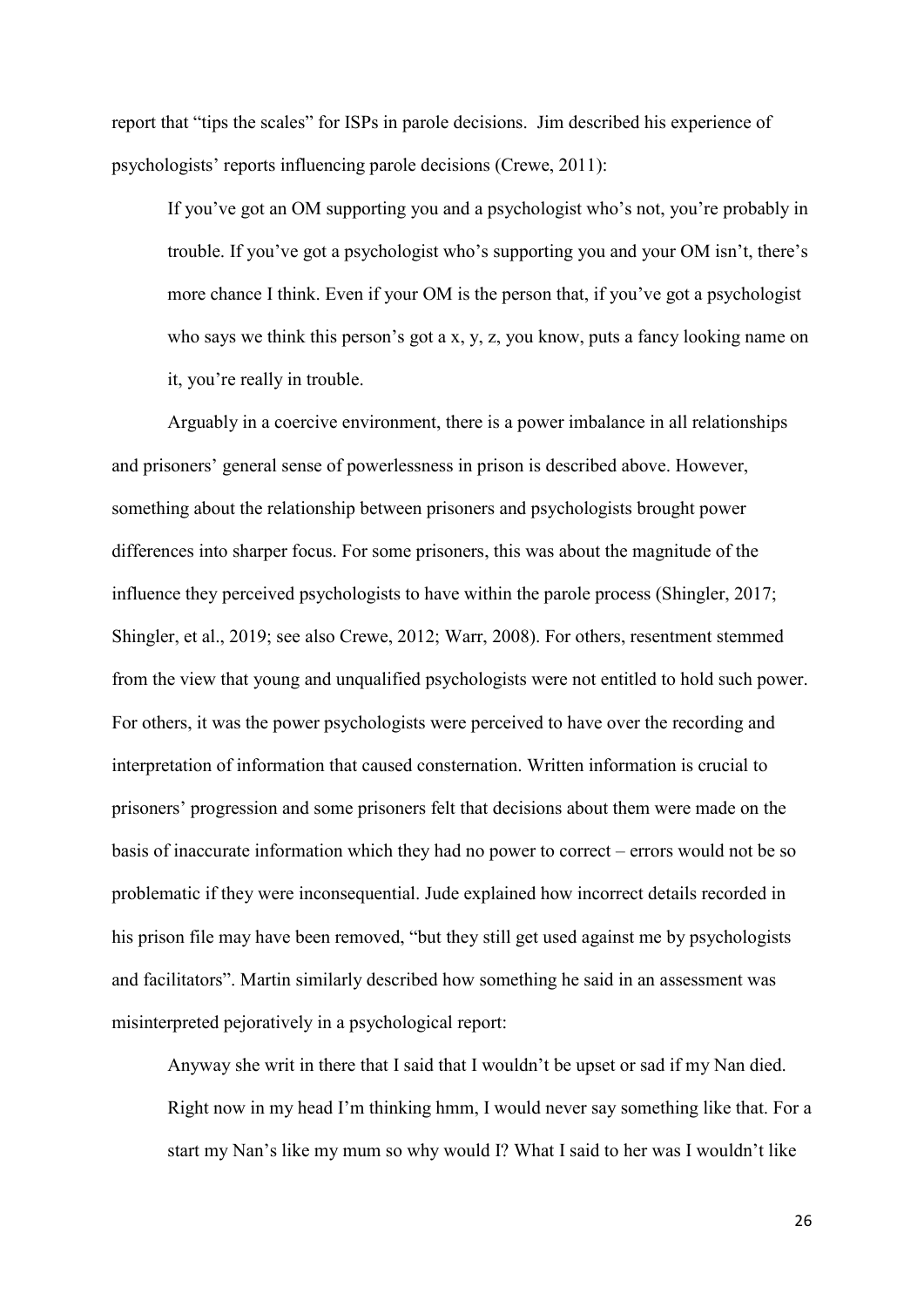report that "tips the scales" for ISPs in parole decisions. Jim described his experience of psychologists' reports influencing parole decisions (Crewe, 2011):

> If you've got an OM supporting you and a psychologist who's not, you're probably in trouble. If you've got a psychologist who's supporting you and your OM isn't, there's more chance I think. Even if your OM is the person that, if you've got a psychologist who says we think this person's got a x, y, z, you know, puts a fancy looking name on it, you're really in trouble.

Arguably in a coercive environment, there is a power imbalance in all relationships and prisoners' general sense of powerlessness in prison is described above. However, something about the relationship between prisoners and psychologists brought power differences into sharper focus. For some prisoners, this was about the magnitude of the influence they perceived psychologists to have within the parole process (Shingler, 2017; Shingler, et al., 2019; see also Crewe, 2012; Warr, 2008). For others, resentment stemmed from the view that young and unqualified psychologists were not entitled to hold such power. For others, it was the power psychologists were perceived to have over the recording and interpretation of information that caused consternation. Written information is crucial to prisoners' progression and some prisoners felt that decisions about them were made on the basis of inaccurate information which they had no power to correct – errors would not be so problematic if they were inconsequential. Jude explained how incorrect details recorded in his prison file may have been removed, "but they still get used against me by psychologists and facilitators". Martin similarly described how something he said in an assessment was misinterpreted pejoratively in a psychological report:

> Anyway she writ in there that I said that I wouldn't be upset or sad if my Nan died. Right now in my head I'm thinking hmm, I would never say something like that. For a start my Nan's like my mum so why would I? What I said to her was I wouldn't like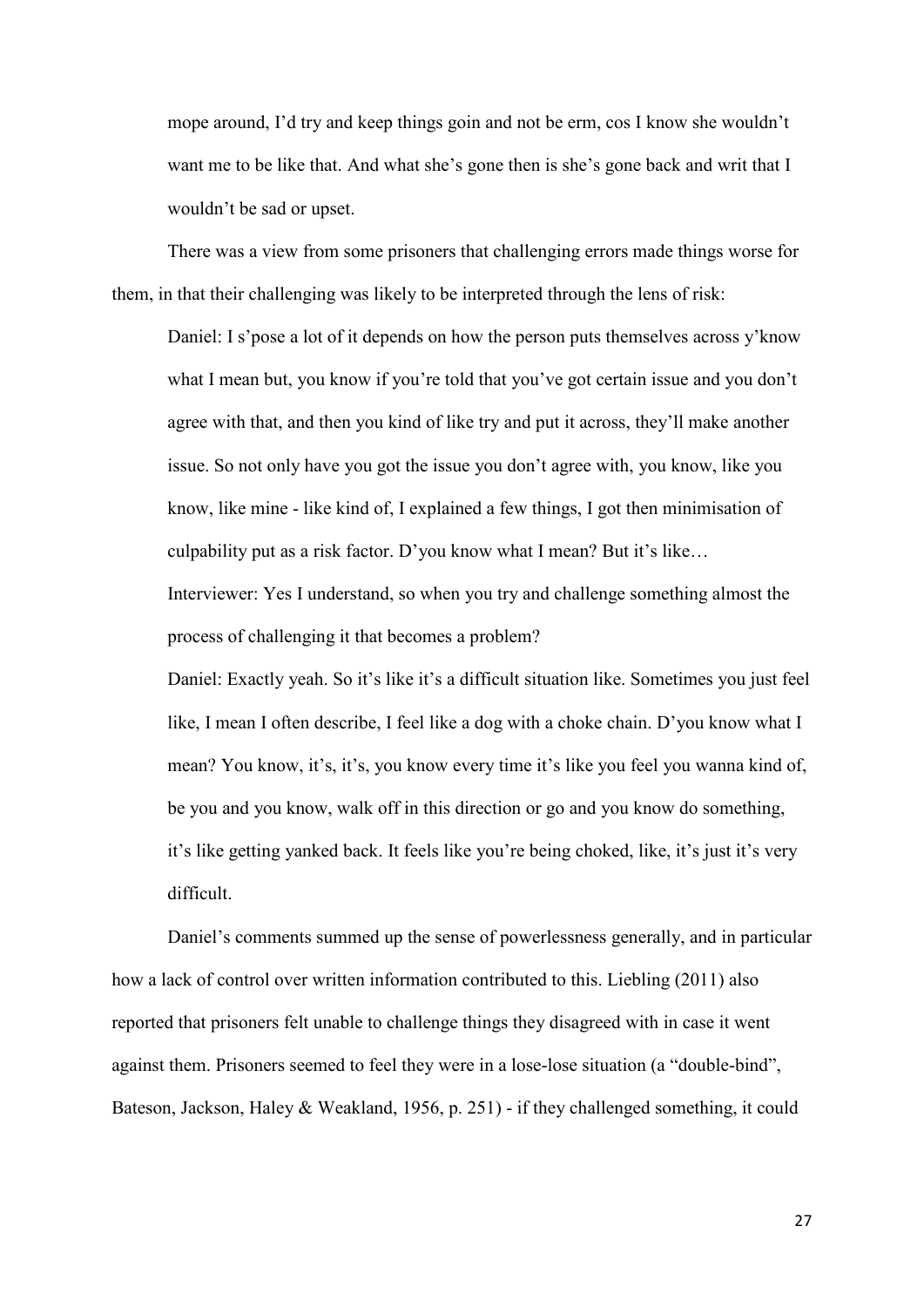mope around, I'd try and keep things goin and not be erm, cos I know she wouldn't want me to be like that. And what she's gone then is she's gone back and writ that I wouldn't be sad or upset.

There was a view from some prisoners that challenging errors made things worse for them, in that their challenging was likely to be interpreted through the lens of risk:

> Daniel: I s'pose a lot of it depends on how the person puts themselves across y'know what I mean but, you know if you're told that you've got certain issue and you don't agree with that, and then you kind of like try and put it across, they'll make another issue. So not only have you got the issue you don't agree with, you know, like you know, like mine - like kind of, I explained a few things, I got then minimisation of culpability put as a risk factor. D'you know what I mean? But it's like…
>
> Interviewer: Yes I understand, so when you try and challenge something almost the process of challenging it that becomes a problem?
>
> Daniel: Exactly yeah. So it's like it's a difficult situation like. Sometimes you just feel like, I mean I often describe, I feel like a dog with a choke chain. D'you know what I mean? You know, it's, it's, you know every time it's like you feel you wanna kind of, be you and you know, walk off in this direction or go and you know do something, it's like getting yanked back. It feels like you're being choked, like, it's just it's very difficult.

Daniel's comments summed up the sense of powerlessness generally, and in particular how a lack of control over written information contributed to this. Liebling (2011) also reported that prisoners felt unable to challenge things they disagreed with in case it went against them. Prisoners seemed to feel they were in a lose-lose situation (a "double-bind", Bateson, Jackson, Haley & Weakland, 1956, p. 251) - if they challenged something, it could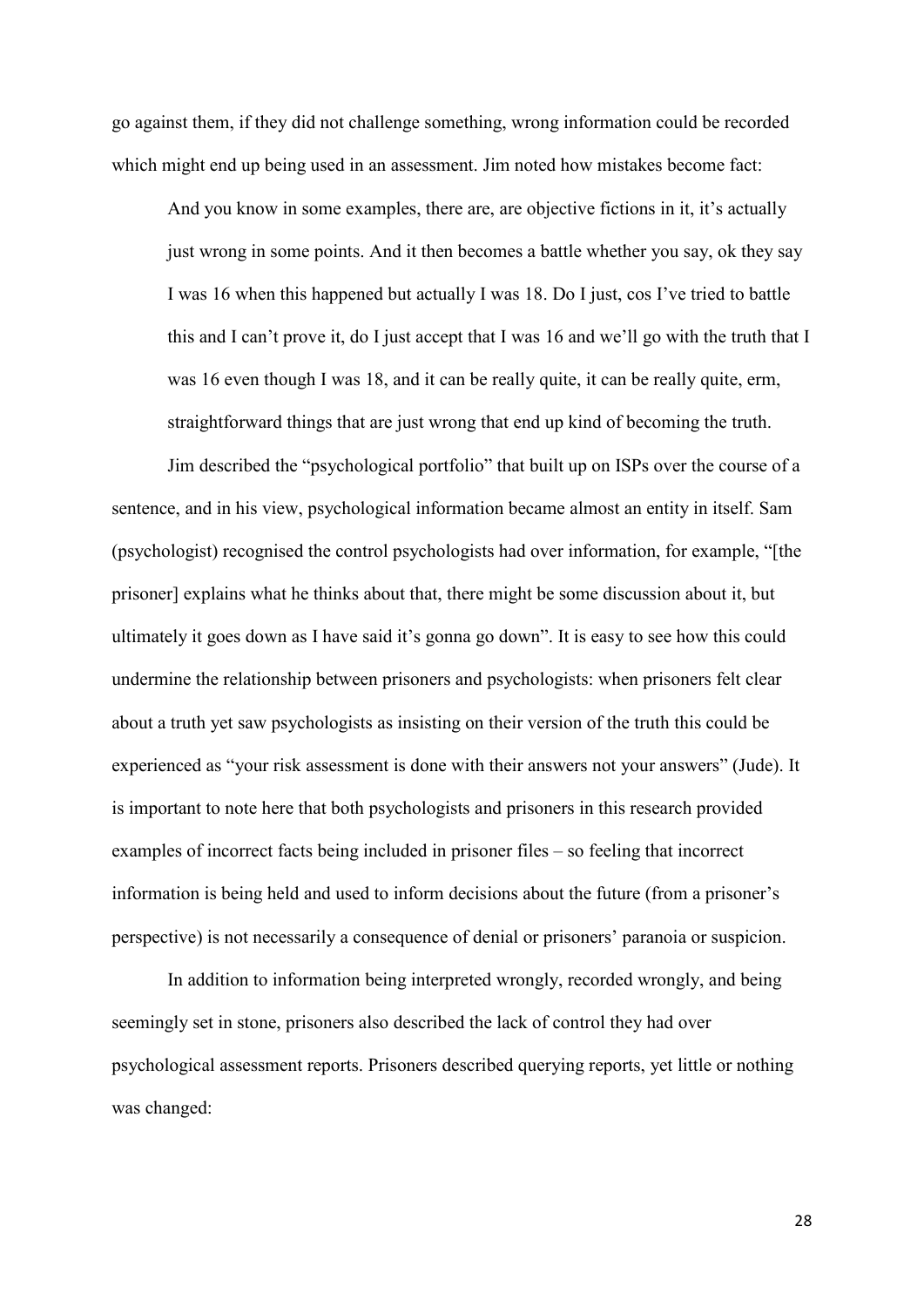go against them, if they did not challenge something, wrong information could be recorded which might end up being used in an assessment. Jim noted how mistakes become fact:

> And you know in some examples, there are, are objective fictions in it, it's actually just wrong in some points. And it then becomes a battle whether you say, ok they say I was 16 when this happened but actually I was 18. Do I just, cos I've tried to battle this and I can't prove it, do I just accept that I was 16 and we'll go with the truth that I was 16 even though I was 18, and it can be really quite, it can be really quite, erm, straightforward things that are just wrong that end up kind of becoming the truth.

Jim described the "psychological portfolio" that built up on ISPs over the course of a sentence, and in his view, psychological information became almost an entity in itself. Sam (psychologist) recognised the control psychologists had over information, for example, "[the prisoner] explains what he thinks about that, there might be some discussion about it, but ultimately it goes down as I have said it's gonna go down". It is easy to see how this could undermine the relationship between prisoners and psychologists: when prisoners felt clear about a truth yet saw psychologists as insisting on their version of the truth this could be experienced as "your risk assessment is done with their answers not your answers" (Jude). It is important to note here that both psychologists and prisoners in this research provided examples of incorrect facts being included in prisoner files – so feeling that incorrect information is being held and used to inform decisions about the future (from a prisoner's perspective) is not necessarily a consequence of denial or prisoners' paranoia or suspicion.

In addition to information being interpreted wrongly, recorded wrongly, and being seemingly set in stone, prisoners also described the lack of control they had over psychological assessment reports. Prisoners described querying reports, yet little or nothing was changed: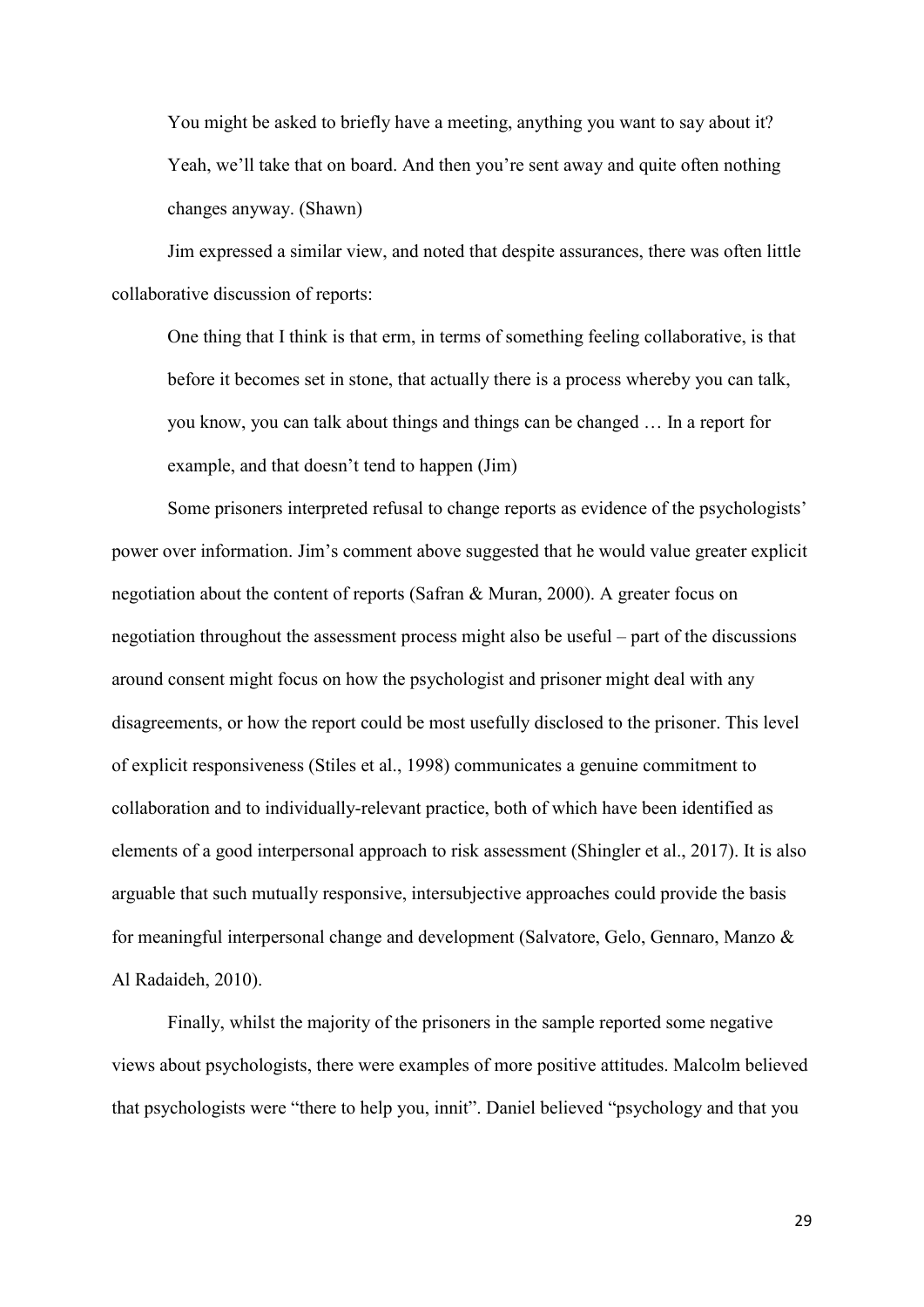> You might be asked to briefly have a meeting, anything you want to say about it? Yeah, we'll take that on board. And then you're sent away and quite often nothing changes anyway. (Shawn)

Jim expressed a similar view, and noted that despite assurances, there was often little collaborative discussion of reports:

> One thing that I think is that erm, in terms of something feeling collaborative, is that before it becomes set in stone, that actually there is a process whereby you can talk, you know, you can talk about things and things can be changed … In a report for example, and that doesn't tend to happen (Jim)

Some prisoners interpreted refusal to change reports as evidence of the psychologists' power over information. Jim's comment above suggested that he would value greater explicit negotiation about the content of reports (Safran & Muran, 2000). A greater focus on negotiation throughout the assessment process might also be useful – part of the discussions around consent might focus on how the psychologist and prisoner might deal with any disagreements, or how the report could be most usefully disclosed to the prisoner. This level of explicit responsiveness (Stiles et al., 1998) communicates a genuine commitment to collaboration and to individually-relevant practice, both of which have been identified as elements of a good interpersonal approach to risk assessment (Shingler et al., 2017). It is also arguable that such mutually responsive, intersubjective approaches could provide the basis for meaningful interpersonal change and development (Salvatore, Gelo, Gennaro, Manzo & Al Radaideh, 2010).

Finally, whilst the majority of the prisoners in the sample reported some negative views about psychologists, there were examples of more positive attitudes. Malcolm believed that psychologists were "there to help you, innit". Daniel believed "psychology and that you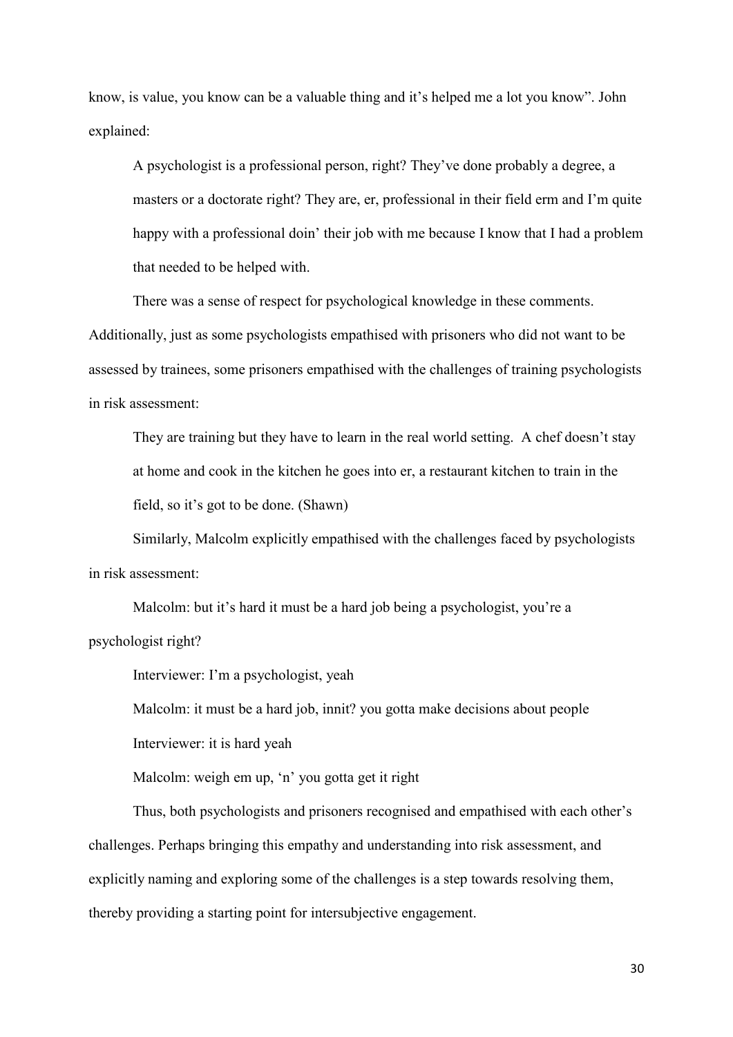know, is value, you know can be a valuable thing and it's helped me a lot you know". John explained:

> A psychologist is a professional person, right? They've done probably a degree, a masters or a doctorate right? They are, er, professional in their field erm and I'm quite happy with a professional doin' their job with me because I know that I had a problem that needed to be helped with.

There was a sense of respect for psychological knowledge in these comments. Additionally, just as some psychologists empathised with prisoners who did not want to be assessed by trainees, some prisoners empathised with the challenges of training psychologists in risk assessment:

> They are training but they have to learn in the real world setting. A chef doesn't stay at home and cook in the kitchen he goes into er, a restaurant kitchen to train in the field, so it's got to be done. (Shawn)

Similarly, Malcolm explicitly empathised with the challenges faced by psychologists in risk assessment:

> Malcolm: but it's hard it must be a hard job being a psychologist, you're a psychologist right?
>
> Interviewer: I'm a psychologist, yeah
>
> Malcolm: it must be a hard job, innit? you gotta make decisions about people
>
> Interviewer: it is hard yeah
>
> Malcolm: weigh em up, 'n' you gotta get it right

Thus, both psychologists and prisoners recognised and empathised with each other's challenges. Perhaps bringing this empathy and understanding into risk assessment, and explicitly naming and exploring some of the challenges is a step towards resolving them, thereby providing a starting point for intersubjective engagement.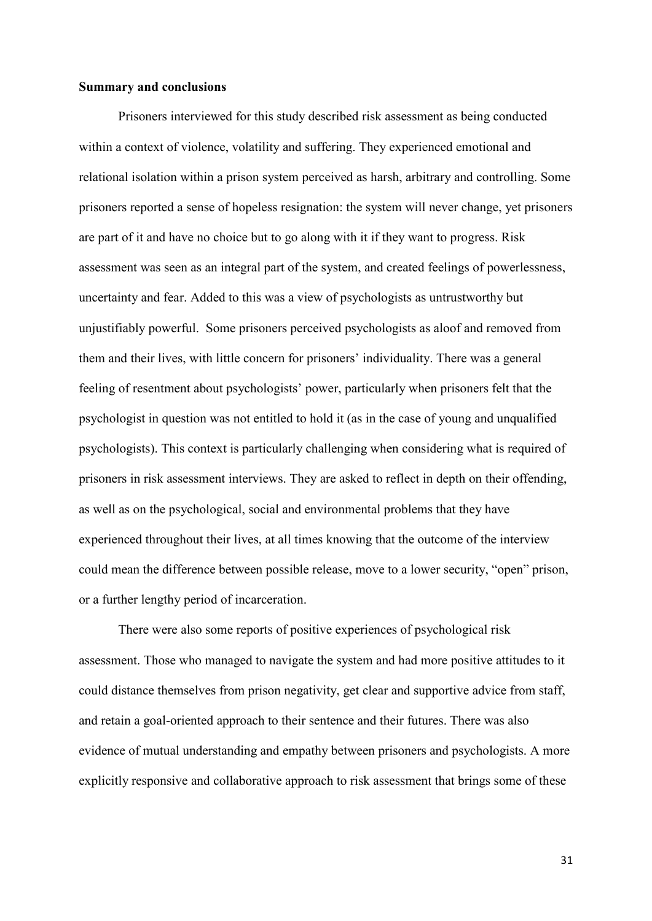**Summary and conclusions**

Prisoners interviewed for this study described risk assessment as being conducted within a context of violence, volatility and suffering. They experienced emotional and relational isolation within a prison system perceived as harsh, arbitrary and controlling. Some prisoners reported a sense of hopeless resignation: the system will never change, yet prisoners are part of it and have no choice but to go along with it if they want to progress. Risk assessment was seen as an integral part of the system, and created feelings of powerlessness, uncertainty and fear. Added to this was a view of psychologists as untrustworthy but unjustifiably powerful. Some prisoners perceived psychologists as aloof and removed from them and their lives, with little concern for prisoners' individuality. There was a general feeling of resentment about psychologists' power, particularly when prisoners felt that the psychologist in question was not entitled to hold it (as in the case of young and unqualified psychologists). This context is particularly challenging when considering what is required of prisoners in risk assessment interviews. They are asked to reflect in depth on their offending, as well as on the psychological, social and environmental problems that they have experienced throughout their lives, at all times knowing that the outcome of the interview could mean the difference between possible release, move to a lower security, "open" prison, or a further lengthy period of incarceration.

There were also some reports of positive experiences of psychological risk assessment. Those who managed to navigate the system and had more positive attitudes to it could distance themselves from prison negativity, get clear and supportive advice from staff, and retain a goal-oriented approach to their sentence and their futures. There was also evidence of mutual understanding and empathy between prisoners and psychologists. A more explicitly responsive and collaborative approach to risk assessment that brings some of these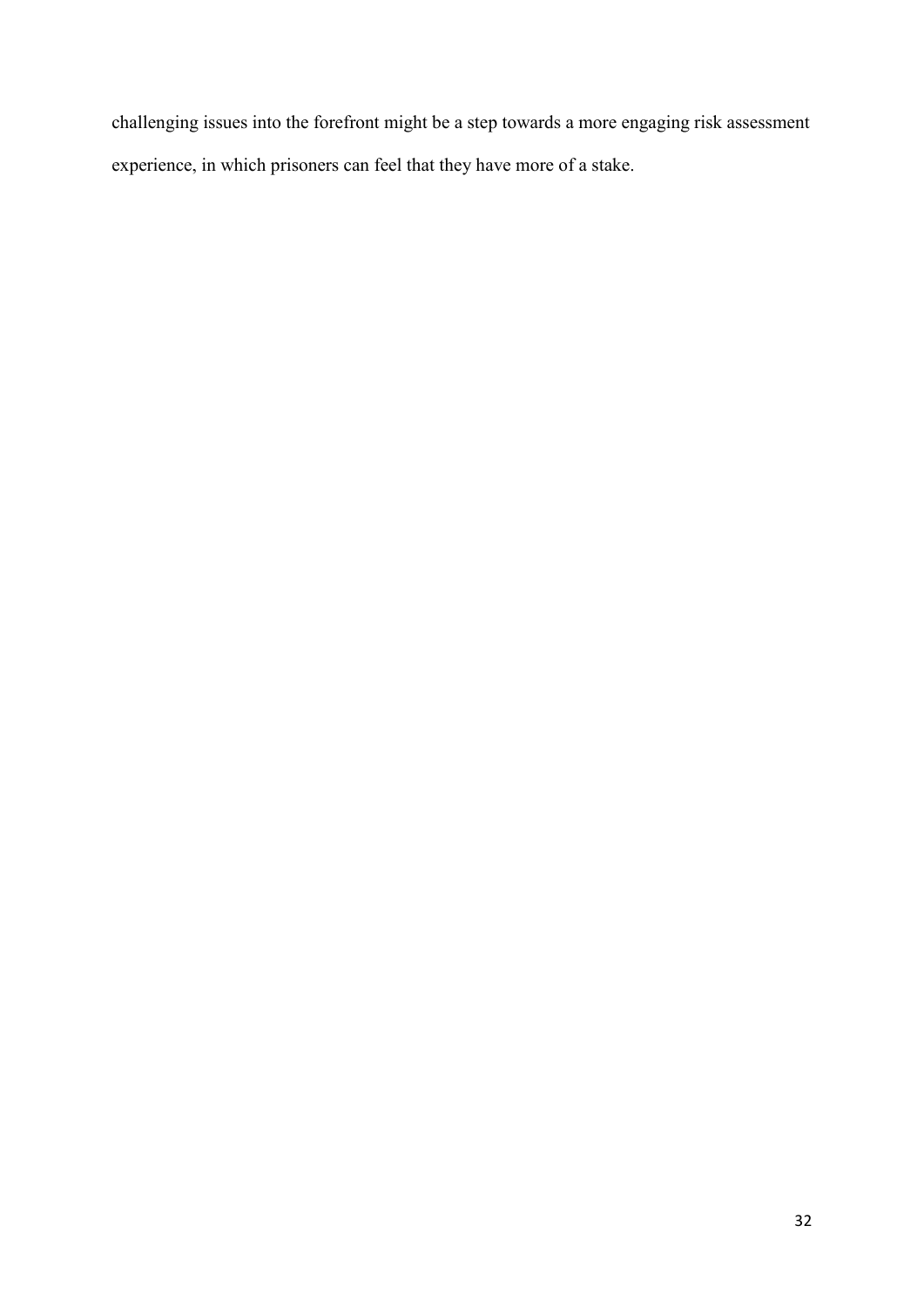challenging issues into the forefront might be a step towards a more engaging risk assessment experience, in which prisoners can feel that they have more of a stake.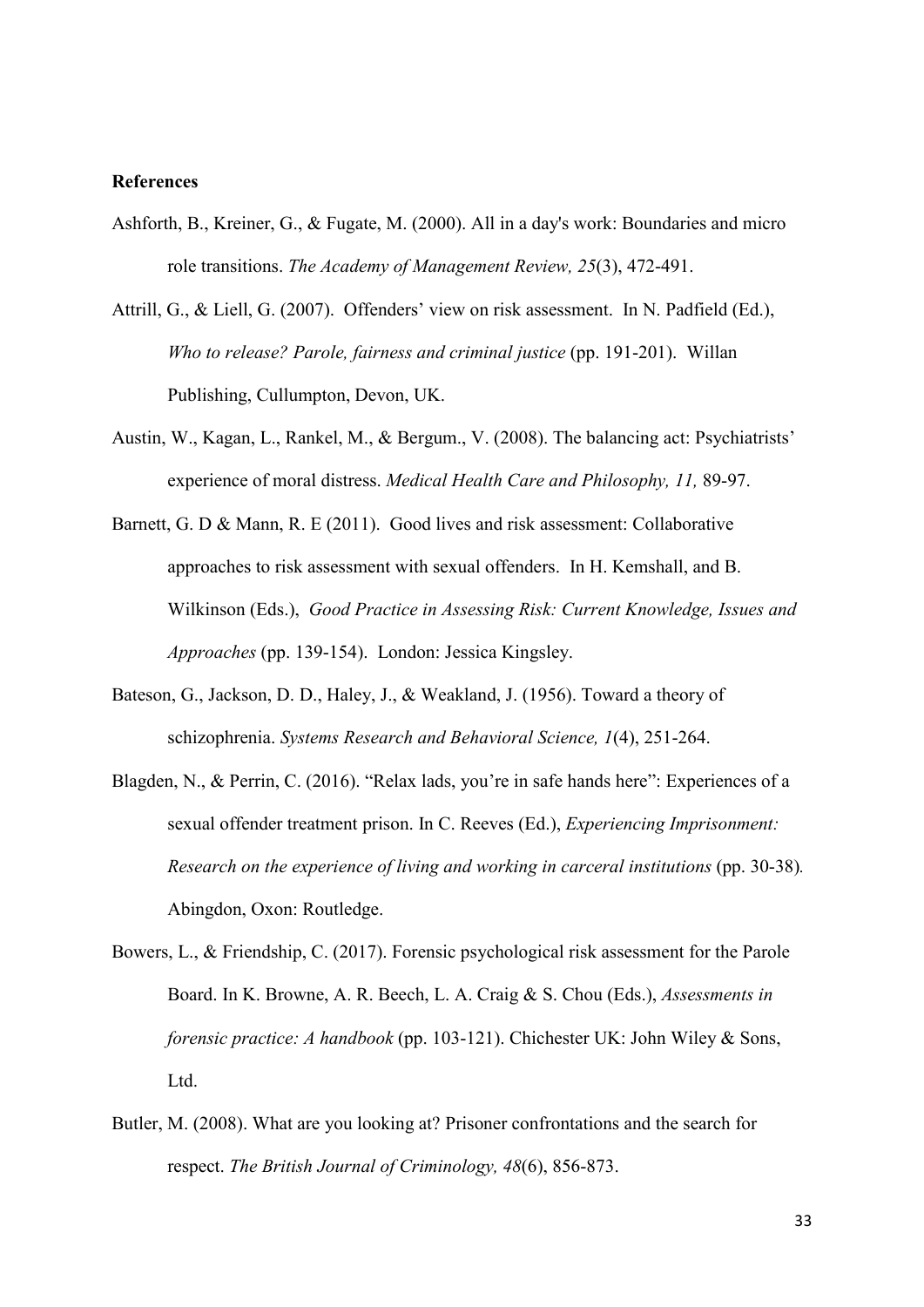**References**

Ashforth, B., Kreiner, G., & Fugate, M. (2000). All in a day's work: Boundaries and micro role transitions. *The Academy of Management Review, 25*(3), 472-491.

Attrill, G., & Liell, G. (2007). Offenders' view on risk assessment. In N. Padfield (Ed.), *Who to release? Parole, fairness and criminal justice* (pp. 191-201). Willan Publishing, Cullumpton, Devon, UK.

Austin, W., Kagan, L., Rankel, M., & Bergum., V. (2008). The balancing act: Psychiatrists' experience of moral distress. *Medical Health Care and Philosophy, 11,* 89-97.

Barnett, G. D & Mann, R. E (2011). Good lives and risk assessment: Collaborative approaches to risk assessment with sexual offenders. In H. Kemshall, and B. Wilkinson (Eds.), *Good Practice in Assessing Risk: Current Knowledge, Issues and Approaches* (pp. 139-154). London: Jessica Kingsley.

Bateson, G., Jackson, D. D., Haley, J., & Weakland, J. (1956). Toward a theory of schizophrenia. *Systems Research and Behavioral Science, 1*(4), 251-264.

Blagden, N., & Perrin, C. (2016). "Relax lads, you're in safe hands here": Experiences of a sexual offender treatment prison. In C. Reeves (Ed.), *Experiencing Imprisonment: Research on the experience of living and working in carceral institutions* (pp. 30-38). Abingdon, Oxon: Routledge.

Bowers, L., & Friendship, C. (2017). Forensic psychological risk assessment for the Parole Board. In K. Browne, A. R. Beech, L. A. Craig & S. Chou (Eds.), *Assessments in forensic practice: A handbook* (pp. 103-121). Chichester UK: John Wiley & Sons, Ltd.

Butler, M. (2008). What are you looking at? Prisoner confrontations and the search for respect. *The British Journal of Criminology, 48*(6), 856-873.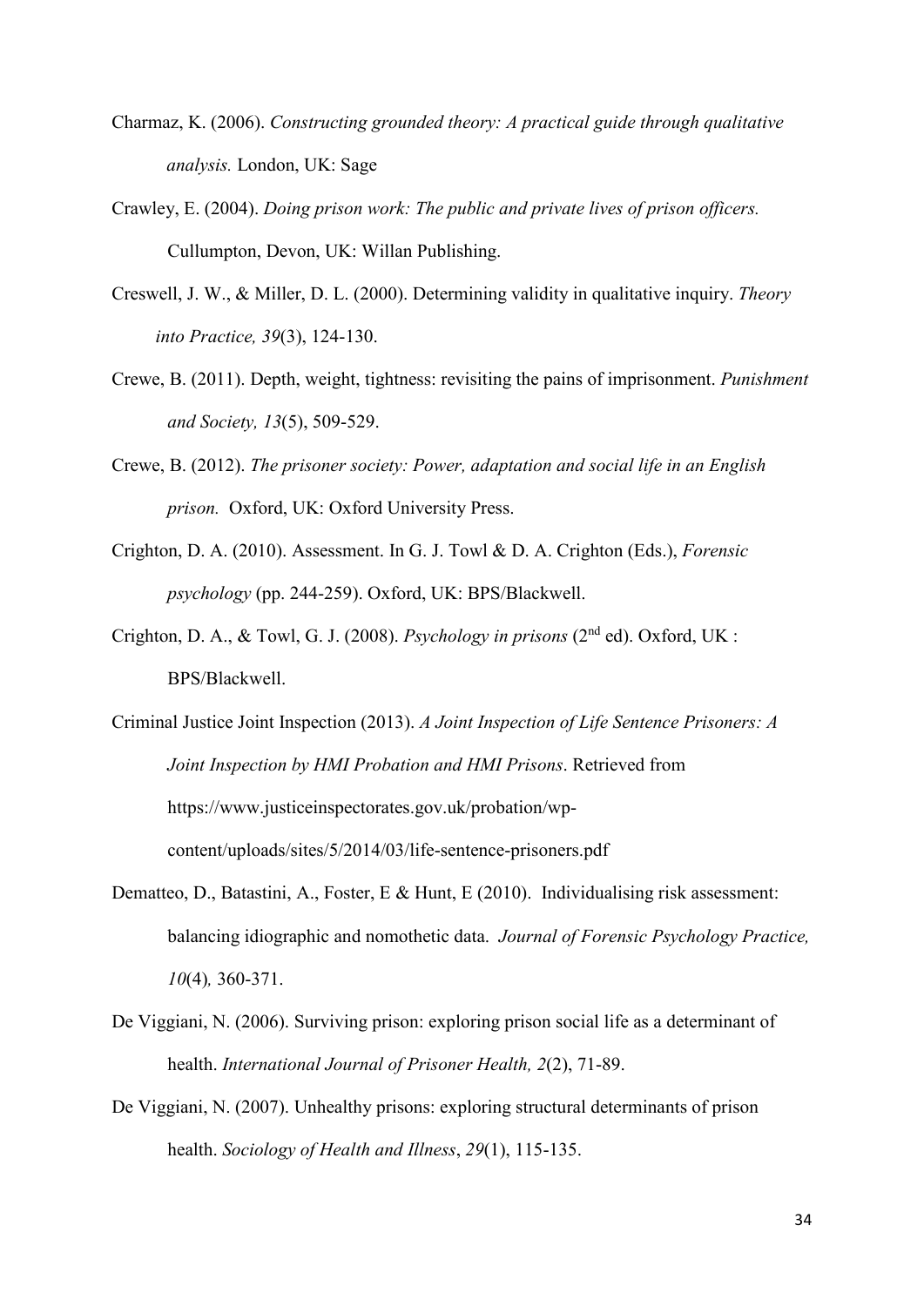Charmaz, K. (2006). *Constructing grounded theory: A practical guide through qualitative analysis.* London, UK: Sage

Crawley, E. (2004). *Doing prison work: The public and private lives of prison officers.* Cullumpton, Devon, UK: Willan Publishing.

Creswell, J. W., & Miller, D. L. (2000). Determining validity in qualitative inquiry. *Theory into Practice, 39*(3), 124-130.

Crewe, B. (2011). Depth, weight, tightness: revisiting the pains of imprisonment. *Punishment and Society, 13*(5), 509-529.

Crewe, B. (2012). *The prisoner society: Power, adaptation and social life in an English prison.* Oxford, UK: Oxford University Press.

Crighton, D. A. (2010). Assessment. In G. J. Towl & D. A. Crighton (Eds.), *Forensic psychology* (pp. 244-259). Oxford, UK: BPS/Blackwell.

Crighton, D. A., & Towl, G. J. (2008). *Psychology in prisons* (2nd ed). Oxford, UK : BPS/Blackwell.

Criminal Justice Joint Inspection (2013). *A Joint Inspection of Life Sentence Prisoners: A Joint Inspection by HMI Probation and HMI Prisons*. Retrieved from https://www.justiceinspectorates.gov.uk/probation/wp-content/uploads/sites/5/2014/03/life-sentence-prisoners.pdf

Dematteo, D., Batastini, A., Foster, E & Hunt, E (2010). Individualising risk assessment: balancing idiographic and nomothetic data. *Journal of Forensic Psychology Practice, 10*(4)*,* 360-371.

De Viggiani, N. (2006). Surviving prison: exploring prison social life as a determinant of health. *International Journal of Prisoner Health, 2*(2), 71-89.

De Viggiani, N. (2007). Unhealthy prisons: exploring structural determinants of prison health. *Sociology of Health and Illness*, *29*(1), 115-135.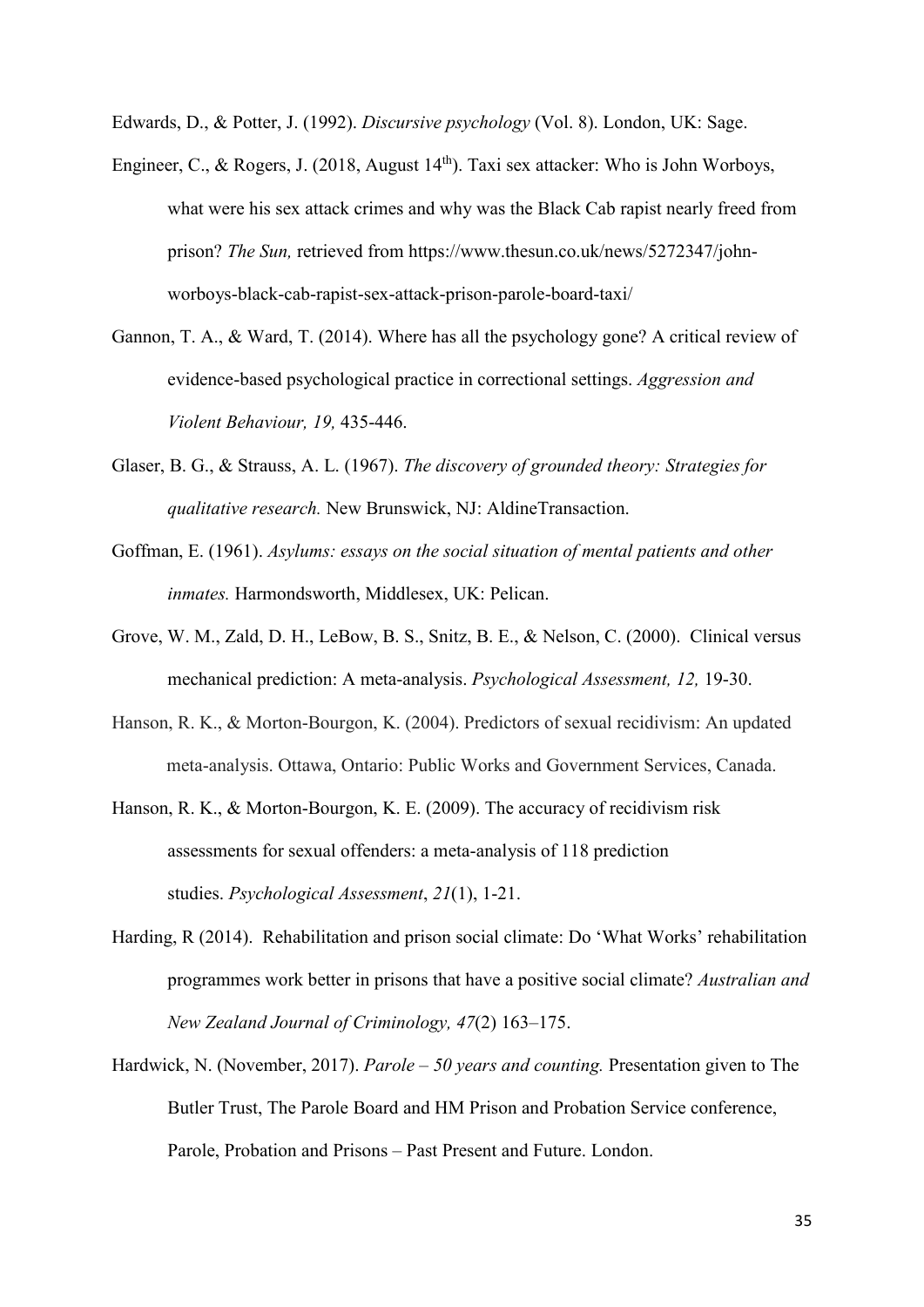Edwards, D., & Potter, J. (1992). *Discursive psychology* (Vol. 8). London, UK: Sage.

Engineer, C., & Rogers, J. (2018, August 14th). Taxi sex attacker: Who is John Worboys, what were his sex attack crimes and why was the Black Cab rapist nearly freed from prison? *The Sun,* retrieved from https://www.thesun.co.uk/news/5272347/john-worboys-black-cab-rapist-sex-attack-prison-parole-board-taxi/

Gannon, T. A., & Ward, T. (2014). Where has all the psychology gone? A critical review of evidence-based psychological practice in correctional settings. *Aggression and Violent Behaviour, 19,* 435-446.

Glaser, B. G., & Strauss, A. L. (1967). *The discovery of grounded theory: Strategies for qualitative research.* New Brunswick, NJ: AldineTransaction.

Goffman, E. (1961). *Asylums: essays on the social situation of mental patients and other inmates.* Harmondsworth, Middlesex, UK: Pelican.

Grove, W. M., Zald, D. H., LeBow, B. S., Snitz, B. E., & Nelson, C. (2000). Clinical versus mechanical prediction: A meta-analysis. *Psychological Assessment, 12,* 19-30.

Hanson, R. K., & Morton-Bourgon, K. (2004). Predictors of sexual recidivism: An updated meta-analysis. Ottawa, Ontario: Public Works and Government Services, Canada.

Hanson, R. K., & Morton-Bourgon, K. E. (2009). The accuracy of recidivism risk assessments for sexual offenders: a meta-analysis of 118 prediction studies. *Psychological Assessment*, *21*(1), 1-21.

Harding, R (2014). Rehabilitation and prison social climate: Do 'What Works' rehabilitation programmes work better in prisons that have a positive social climate? *Australian and New Zealand Journal of Criminology, 47*(2) 163–175.

Hardwick, N. (November, 2017). *Parole – 50 years and counting.* Presentation given to The Butler Trust, The Parole Board and HM Prison and Probation Service conference, Parole, Probation and Prisons – Past Present and Future. London.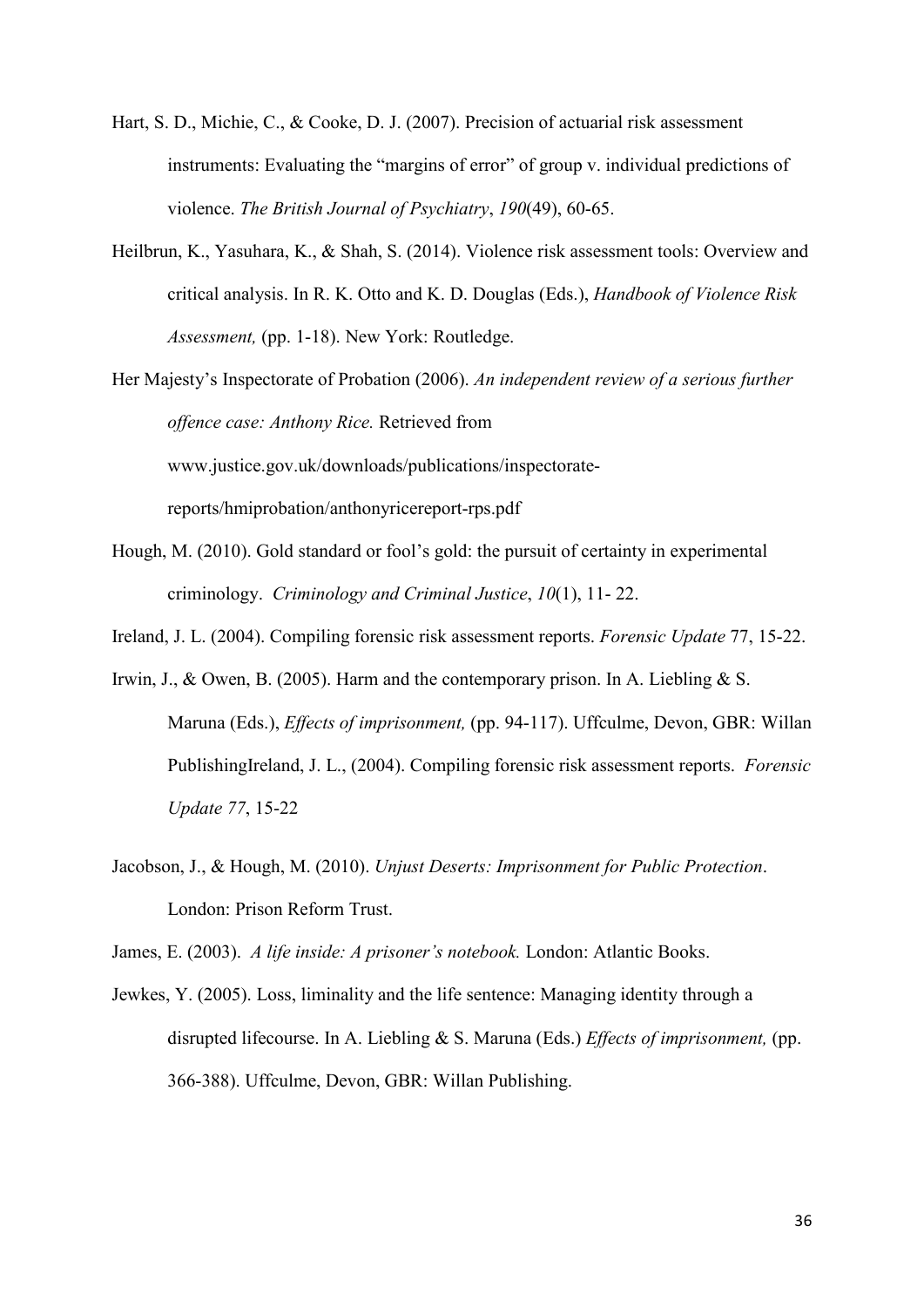Hart, S. D., Michie, C., & Cooke, D. J. (2007). Precision of actuarial risk assessment instruments: Evaluating the "margins of error" of group v. individual predictions of violence. *The British Journal of Psychiatry*, *190*(49), 60-65.

Heilbrun, K., Yasuhara, K., & Shah, S. (2014). Violence risk assessment tools: Overview and critical analysis. In R. K. Otto and K. D. Douglas (Eds.), *Handbook of Violence Risk Assessment,* (pp. 1-18). New York: Routledge.

Her Majesty's Inspectorate of Probation (2006). *An independent review of a serious further offence case: Anthony Rice.* Retrieved from www.justice.gov.uk/downloads/publications/inspectorate-reports/hmiprobation/anthonyricereport-rps.pdf

Hough, M. (2010). Gold standard or fool's gold: the pursuit of certainty in experimental criminology. *Criminology and Criminal Justice*, *10*(1), 11- 22.

Ireland, J. L. (2004). Compiling forensic risk assessment reports. *Forensic Update* 77, 15-22.

Irwin, J., & Owen, B. (2005). Harm and the contemporary prison. In A. Liebling & S. Maruna (Eds.), *Effects of imprisonment,* (pp. 94-117). Uffculme, Devon, GBR: Willan PublishingIreland, J. L., (2004). Compiling forensic risk assessment reports. *Forensic Update 77*, 15-22

Jacobson, J., & Hough, M. (2010). *Unjust Deserts: Imprisonment for Public Protection*. London: Prison Reform Trust.

James, E. (2003). *A life inside: A prisoner's notebook.* London: Atlantic Books.

Jewkes, Y. (2005). Loss, liminality and the life sentence: Managing identity through a disrupted lifecourse. In A. Liebling & S. Maruna (Eds.) *Effects of imprisonment,* (pp. 366-388). Uffculme, Devon, GBR: Willan Publishing.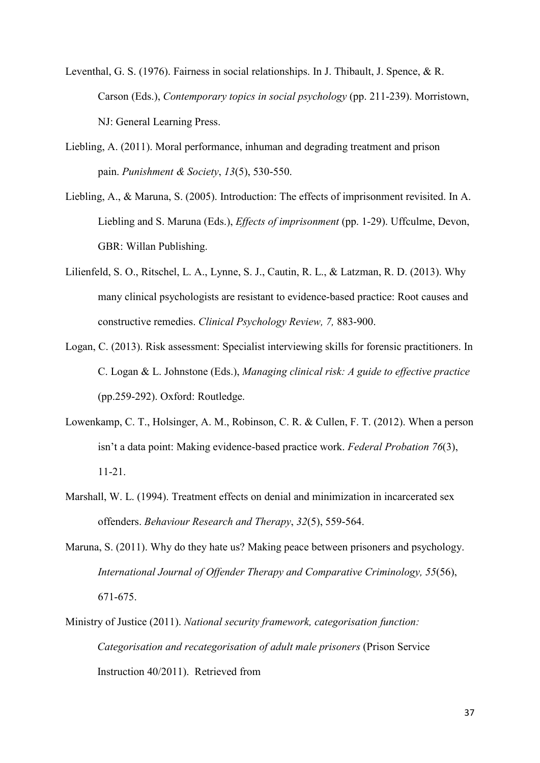Leventhal, G. S. (1976). Fairness in social relationships. In J. Thibault, J. Spence, & R. Carson (Eds.), *Contemporary topics in social psychology* (pp. 211-239). Morristown, NJ: General Learning Press.

Liebling, A. (2011). Moral performance, inhuman and degrading treatment and prison pain. *Punishment & Society*, *13*(5), 530-550.

Liebling, A., & Maruna, S. (2005). Introduction: The effects of imprisonment revisited. In A. Liebling and S. Maruna (Eds.), *Effects of imprisonment* (pp. 1-29). Uffculme, Devon, GBR: Willan Publishing.

Lilienfeld, S. O., Ritschel, L. A., Lynne, S. J., Cautin, R. L., & Latzman, R. D. (2013). Why many clinical psychologists are resistant to evidence-based practice: Root causes and constructive remedies. *Clinical Psychology Review, 7,* 883-900.

Logan, C. (2013). Risk assessment: Specialist interviewing skills for forensic practitioners. In C. Logan & L. Johnstone (Eds.), *Managing clinical risk: A guide to effective practice* (pp.259-292). Oxford: Routledge.

Lowenkamp, C. T., Holsinger, A. M., Robinson, C. R. & Cullen, F. T. (2012). When a person isn't a data point: Making evidence-based practice work. *Federal Probation 76*(3), 11-21.

Marshall, W. L. (1994). Treatment effects on denial and minimization in incarcerated sex offenders. *Behaviour Research and Therapy*, *32*(5), 559-564.

Maruna, S. (2011). Why do they hate us? Making peace between prisoners and psychology. *International Journal of Offender Therapy and Comparative Criminology, 55*(56), 671-675.

Ministry of Justice (2011). *National security framework, categorisation function: Categorisation and recategorisation of adult male prisoners* (Prison Service Instruction 40/2011). Retrieved from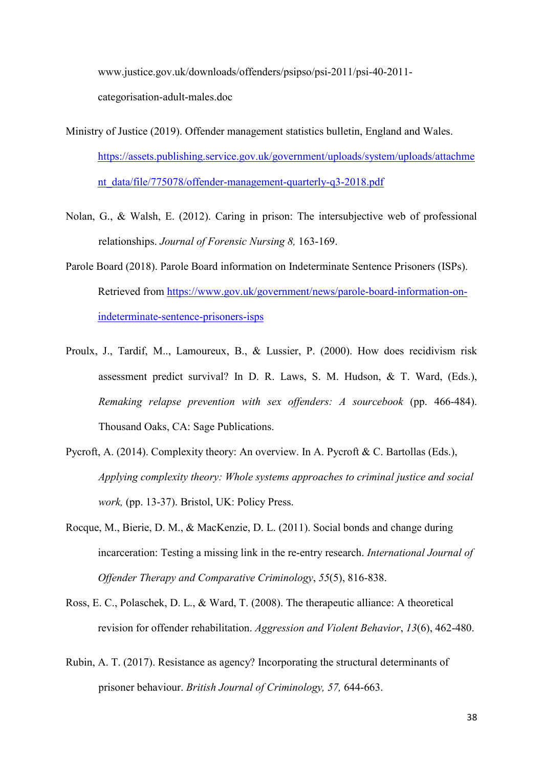www.justice.gov.uk/downloads/offenders/psipso/psi-2011/psi-40-2011-categorisation-adult-males.doc

Ministry of Justice (2019). Offender management statistics bulletin, England and Wales. https://assets.publishing.service.gov.uk/government/uploads/system/uploads/attachment_data/file/775078/offender-management-quarterly-q3-2018.pdf

Nolan, G., & Walsh, E. (2012). Caring in prison: The intersubjective web of professional relationships. *Journal of Forensic Nursing 8,* 163-169.

Parole Board (2018). Parole Board information on Indeterminate Sentence Prisoners (ISPs). Retrieved from https://www.gov.uk/government/news/parole-board-information-on-indeterminate-sentence-prisoners-isps

Proulx, J., Tardif, M.., Lamoureux, B., & Lussier, P. (2000). How does recidivism risk assessment predict survival? In D. R. Laws, S. M. Hudson, & T. Ward, (Eds.), *Remaking relapse prevention with sex offenders: A sourcebook* (pp. 466-484). Thousand Oaks, CA: Sage Publications.

Pycroft, A. (2014). Complexity theory: An overview. In A. Pycroft & C. Bartollas (Eds.), *Applying complexity theory: Whole systems approaches to criminal justice and social work,* (pp. 13-37). Bristol, UK: Policy Press.

Rocque, M., Bierie, D. M., & MacKenzie, D. L. (2011). Social bonds and change during incarceration: Testing a missing link in the re-entry research. *International Journal of Offender Therapy and Comparative Criminology*, *55*(5), 816-838.

Ross, E. C., Polaschek, D. L., & Ward, T. (2008). The therapeutic alliance: A theoretical revision for offender rehabilitation. *Aggression and Violent Behavior*, *13*(6), 462-480.

Rubin, A. T. (2017). Resistance as agency? Incorporating the structural determinants of prisoner behaviour. *British Journal of Criminology, 57,* 644-663.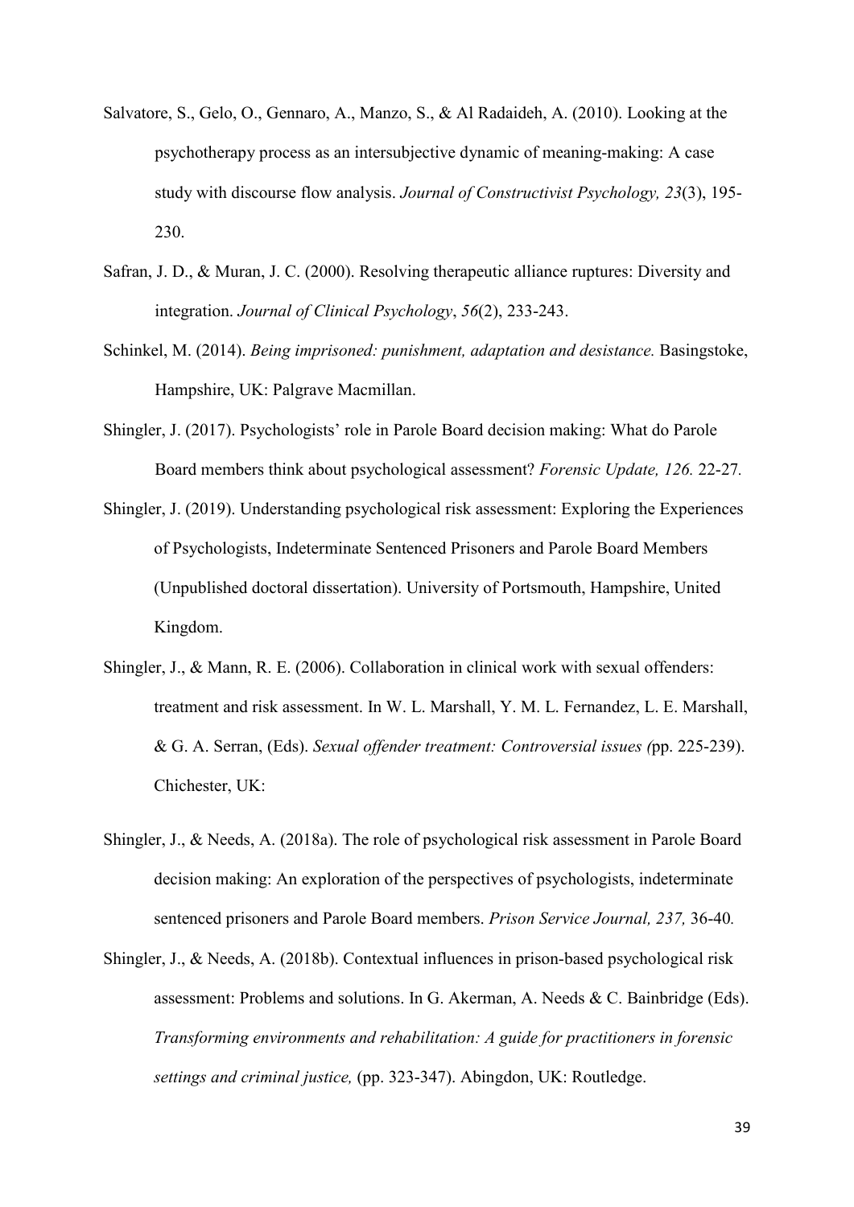Salvatore, S., Gelo, O., Gennaro, A., Manzo, S., & Al Radaideh, A. (2010). Looking at the psychotherapy process as an intersubjective dynamic of meaning-making: A case study with discourse flow analysis. *Journal of Constructivist Psychology, 23*(3), 195-230.

Safran, J. D., & Muran, J. C. (2000). Resolving therapeutic alliance ruptures: Diversity and integration. *Journal of Clinical Psychology*, *56*(2), 233-243.

Schinkel, M. (2014). *Being imprisoned: punishment, adaptation and desistance.* Basingstoke, Hampshire, UK: Palgrave Macmillan.

Shingler, J. (2017). Psychologists' role in Parole Board decision making: What do Parole Board members think about psychological assessment? *Forensic Update, 126.* 22-27*.*

Shingler, J. (2019). Understanding psychological risk assessment: Exploring the Experiences of Psychologists, Indeterminate Sentenced Prisoners and Parole Board Members (Unpublished doctoral dissertation). University of Portsmouth, Hampshire, United Kingdom.

Shingler, J., & Mann, R. E. (2006). Collaboration in clinical work with sexual offenders: treatment and risk assessment. In W. L. Marshall, Y. M. L. Fernandez, L. E. Marshall, & G. A. Serran, (Eds). *Sexual offender treatment: Controversial issues (*pp. 225-239). Chichester, UK:

Shingler, J., & Needs, A. (2018a). The role of psychological risk assessment in Parole Board decision making: An exploration of the perspectives of psychologists, indeterminate sentenced prisoners and Parole Board members. *Prison Service Journal, 237,* 36-40*.*

Shingler, J., & Needs, A. (2018b). Contextual influences in prison-based psychological risk assessment: Problems and solutions. In G. Akerman, A. Needs & C. Bainbridge (Eds). *Transforming environments and rehabilitation: A guide for practitioners in forensic settings and criminal justice,* (pp. 323-347). Abingdon, UK: Routledge.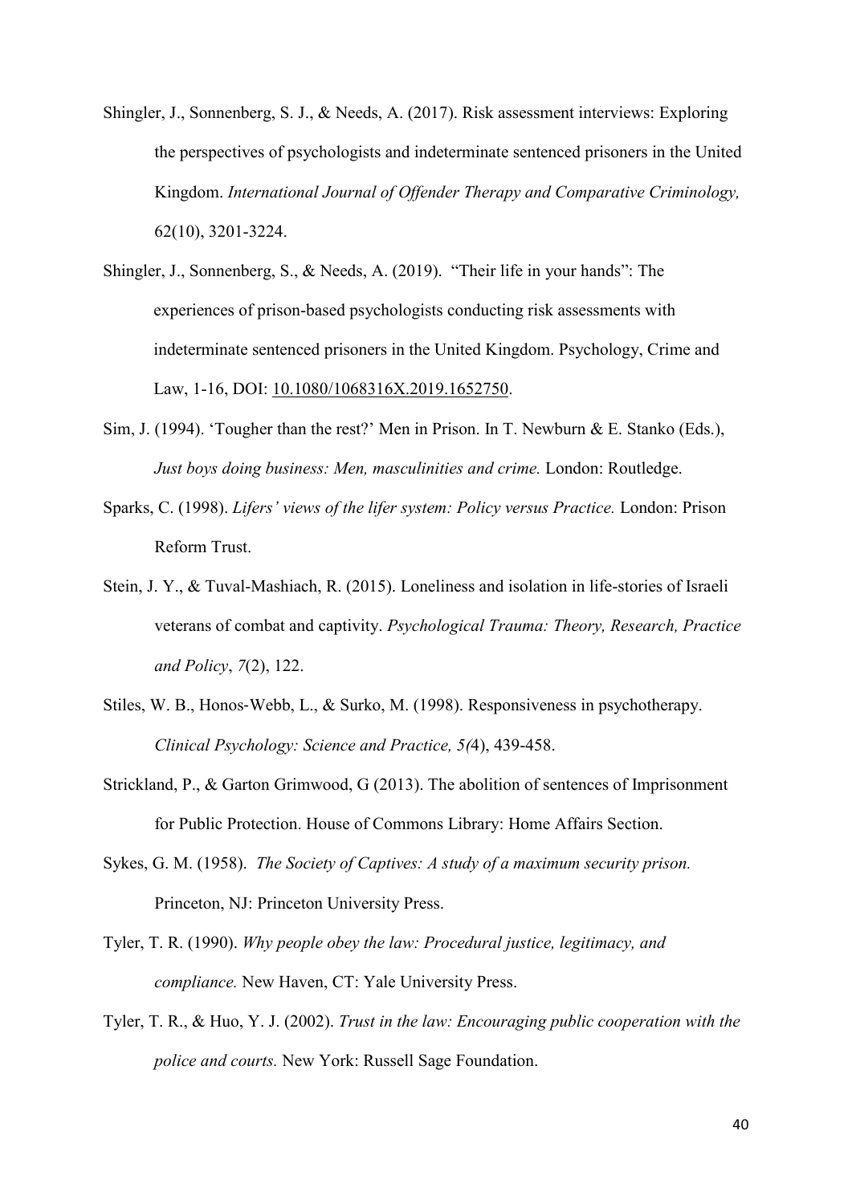Shingler, J., Sonnenberg, S. J., & Needs, A. (2017). Risk assessment interviews: Exploring the perspectives of psychologists and indeterminate sentenced prisoners in the United Kingdom. *International Journal of Offender Therapy and Comparative Criminology,* 62(10), 3201-3224.

Shingler, J., Sonnenberg, S., & Needs, A. (2019). "Their life in your hands": The experiences of prison-based psychologists conducting risk assessments with indeterminate sentenced prisoners in the United Kingdom. Psychology, Crime and Law, 1-16, DOI: 10.1080/1068316X.2019.1652750.

Sim, J. (1994). 'Tougher than the rest?' Men in Prison. In T. Newburn & E. Stanko (Eds.), *Just boys doing business: Men, masculinities and crime.* London: Routledge.

Sparks, C. (1998). *Lifers' views of the lifer system: Policy versus Practice.* London: Prison Reform Trust.

Stein, J. Y., & Tuval-Mashiach, R. (2015). Loneliness and isolation in life-stories of Israeli veterans of combat and captivity. *Psychological Trauma: Theory, Research, Practice and Policy*, *7*(2), 122.

Stiles, W. B., Honos-Webb, L., & Surko, M. (1998). Responsiveness in psychotherapy. *Clinical Psychology: Science and Practice, 5(*4), 439-458.

Strickland, P., & Garton Grimwood, G (2013). The abolition of sentences of Imprisonment for Public Protection. House of Commons Library: Home Affairs Section.

Sykes, G. M. (1958). *The Society of Captives: A study of a maximum security prison.* Princeton, NJ: Princeton University Press.

Tyler, T. R. (1990). *Why people obey the law: Procedural justice, legitimacy, and compliance.* New Haven, CT: Yale University Press.

Tyler, T. R., & Huo, Y. J. (2002). *Trust in the law: Encouraging public cooperation with the police and courts.* New York: Russell Sage Foundation.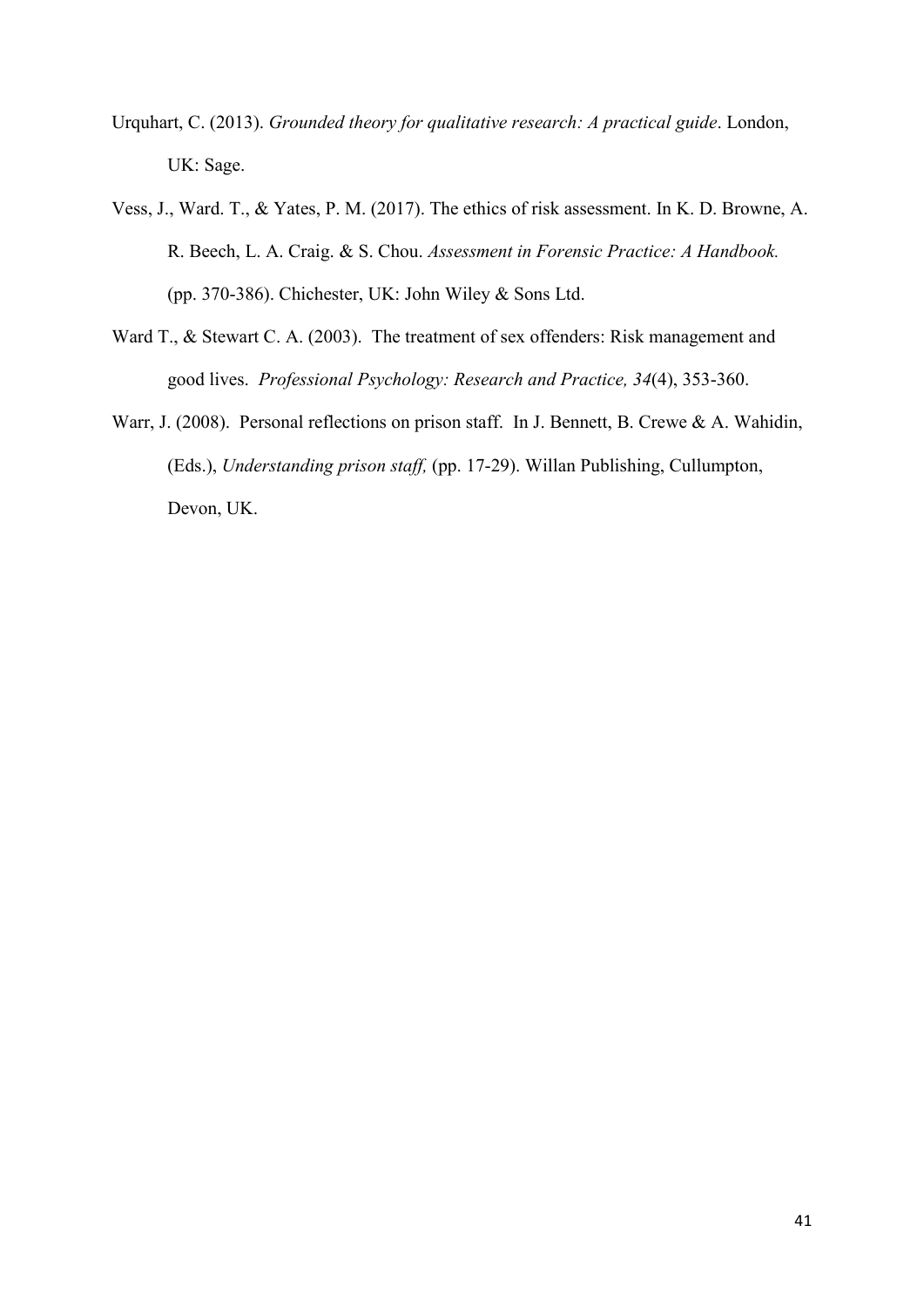Urquhart, C. (2013). *Grounded theory for qualitative research: A practical guide*. London, UK: Sage.

Vess, J., Ward. T., & Yates, P. M. (2017). The ethics of risk assessment. In K. D. Browne, A. R. Beech, L. A. Craig. & S. Chou. *Assessment in Forensic Practice: A Handbook.* (pp. 370-386). Chichester, UK: John Wiley & Sons Ltd.

Ward T., & Stewart C. A. (2003). The treatment of sex offenders: Risk management and good lives. *Professional Psychology: Research and Practice, 34*(4), 353-360.

Warr, J. (2008). Personal reflections on prison staff. In J. Bennett, B. Crewe & A. Wahidin, (Eds.), *Understanding prison staff,* (pp. 17-29). Willan Publishing, Cullumpton, Devon, UK.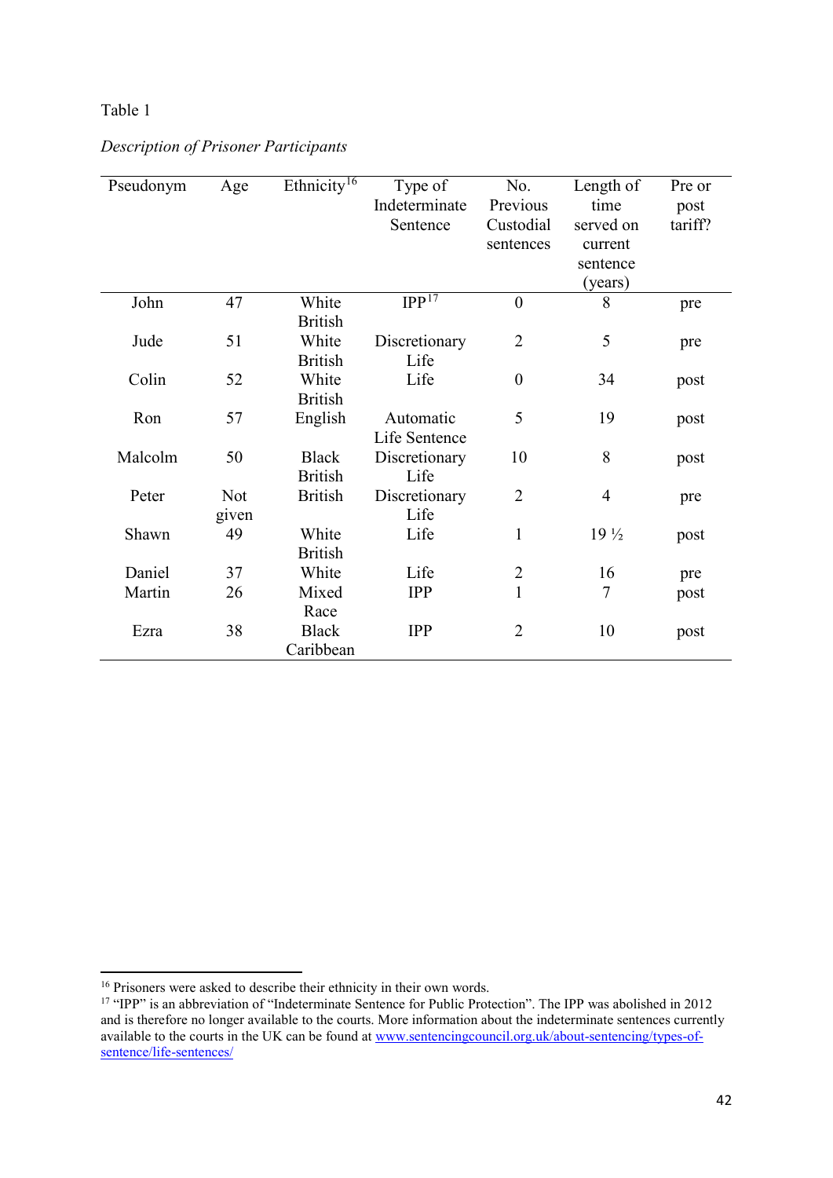Table 1

*Description of Prisoner Participants*

| Pseudonym | Age | Ethnicity[16] | Type of Indeterminate Sentence | No. Previous Custodial sentences | Length of time served on current sentence (years) | Pre or post tariff? |
|---|---|---|---|---|---|---|
| John | 47 | White British | IPP[17] | 0 | 8 | pre |
| Jude | 51 | White British | Discretionary Life | 2 | 5 | pre |
| Colin | 52 | White British | Life | 0 | 34 | post |
| Ron | 57 | English | Automatic Life Sentence | 5 | 19 | post |
| Malcolm | 50 | Black British | Discretionary Life | 10 | 8 | post |
| Peter | Not given | British | Discretionary Life | 2 | 4 | pre |
| Shawn | 49 | White British | Life | 1 | 19 ½ | post |
| Daniel | 37 | White | Life | 2 | 16 | pre |
| Martin | 26 | Mixed Race | IPP | 1 | 7 | post |
| Ezra | 38 | Black Caribbean | IPP | 2 | 10 | post |

[16] Prisoners were asked to describe their ethnicity in their own words.

[17] "IPP" is an abbreviation of "Indeterminate Sentence for Public Protection". The IPP was abolished in 2012 and is therefore no longer available to the courts. More information about the indeterminate sentences currently available to the courts in the UK can be found at www.sentencingcouncil.org.uk/about-sentencing/types-of-sentence/life-sentences/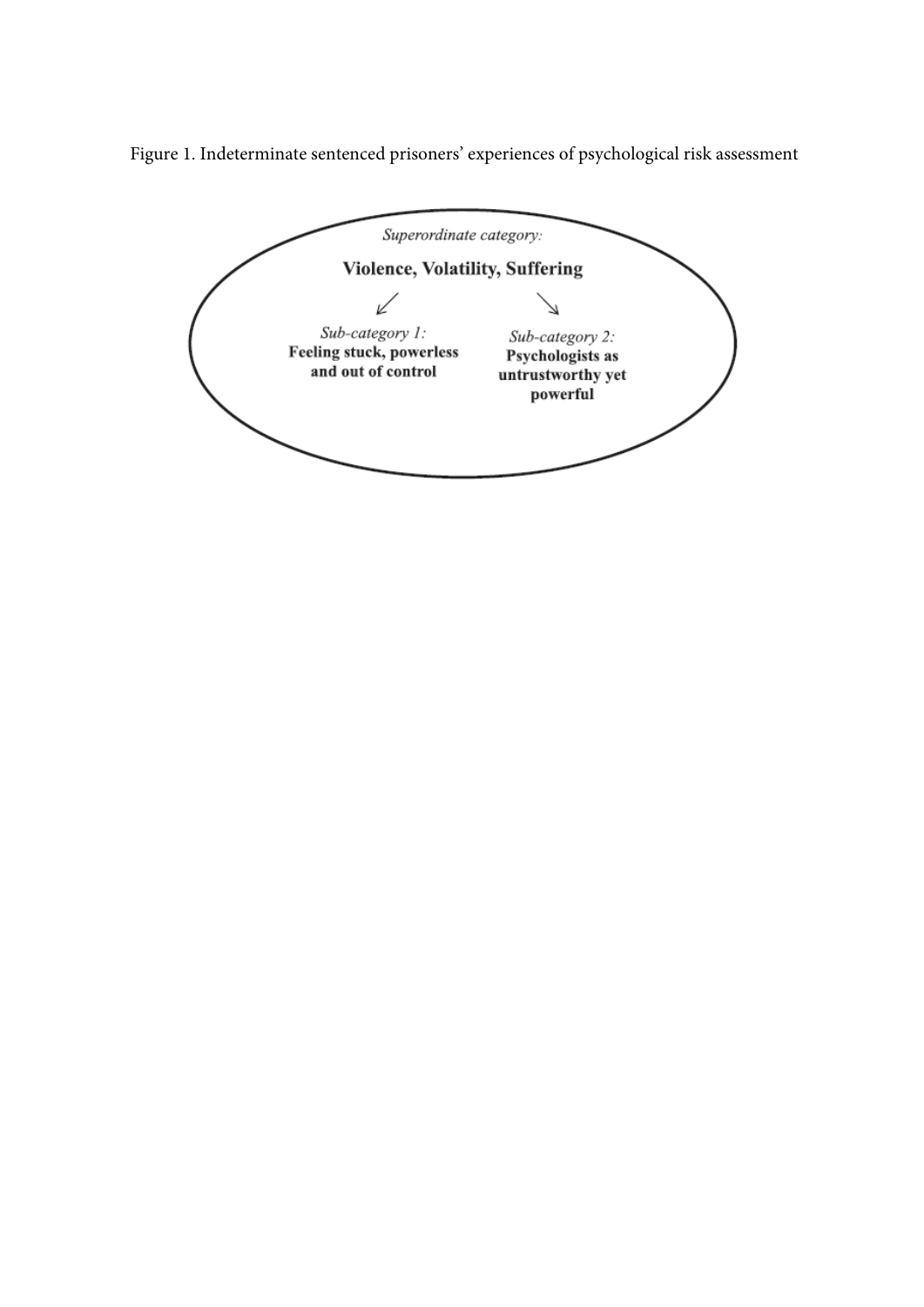Figure 1. Indeterminate sentenced prisoners' experiences of psychological risk assessment

Superordinate category:

Violence, Volatility, Suffering

Sub-category 1:
Feeling stuck, powerless and out of control

Sub-category 2:
Psychologists as untrustworthy yet powerful